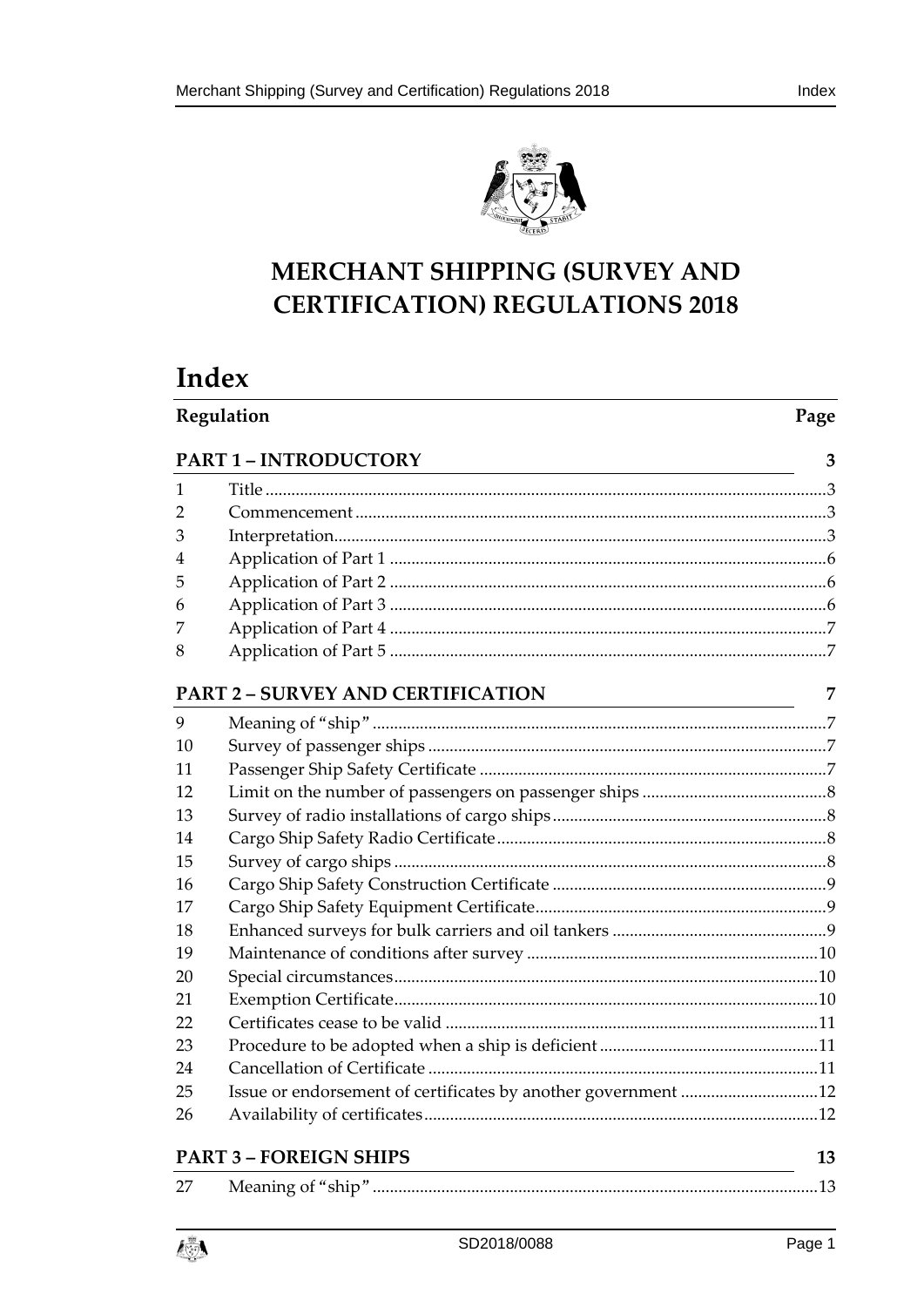# MERCHANT SHIPPING (SURVEY AND CERTIFICATION) REGULATIONS 2018

## Index

| Regulation | | Page |
|---|---|---|
| **PART 1 – INTRODUCTORY** | | **3** |
| 1 | Title | 3 |
| 2 | Commencement | 3 |
| 3 | Interpretation | 3 |
| 4 | Application of Part 1 | 6 |
| 5 | Application of Part 2 | 6 |
| 6 | Application of Part 3 | 6 |
| 7 | Application of Part 4 | 7 |
| 8 | Application of Part 5 | 7 |
| **PART 2 – SURVEY AND CERTIFICATION** | | **7** |
| 9 | Meaning of "ship" | 7 |
| 10 | Survey of passenger ships | 7 |
| 11 | Passenger Ship Safety Certificate | 7 |
| 12 | Limit on the number of passengers on passenger ships | 8 |
| 13 | Survey of radio installations of cargo ships | 8 |
| 14 | Cargo Ship Safety Radio Certificate | 8 |
| 15 | Survey of cargo ships | 8 |
| 16 | Cargo Ship Safety Construction Certificate | 9 |
| 17 | Cargo Ship Safety Equipment Certificate | 9 |
| 18 | Enhanced surveys for bulk carriers and oil tankers | 9 |
| 19 | Maintenance of conditions after survey | 10 |
| 20 | Special circumstances | 10 |
| 21 | Exemption Certificate | 10 |
| 22 | Certificates cease to be valid | 11 |
| 23 | Procedure to be adopted when a ship is deficient | 11 |
| 24 | Cancellation of Certificate | 11 |
| 25 | Issue or endorsement of certificates by another government | 12 |
| 26 | Availability of certificates | 12 |
| **PART 3 – FOREIGN SHIPS** | | **13** |
| 27 | Meaning of "ship" | 13 |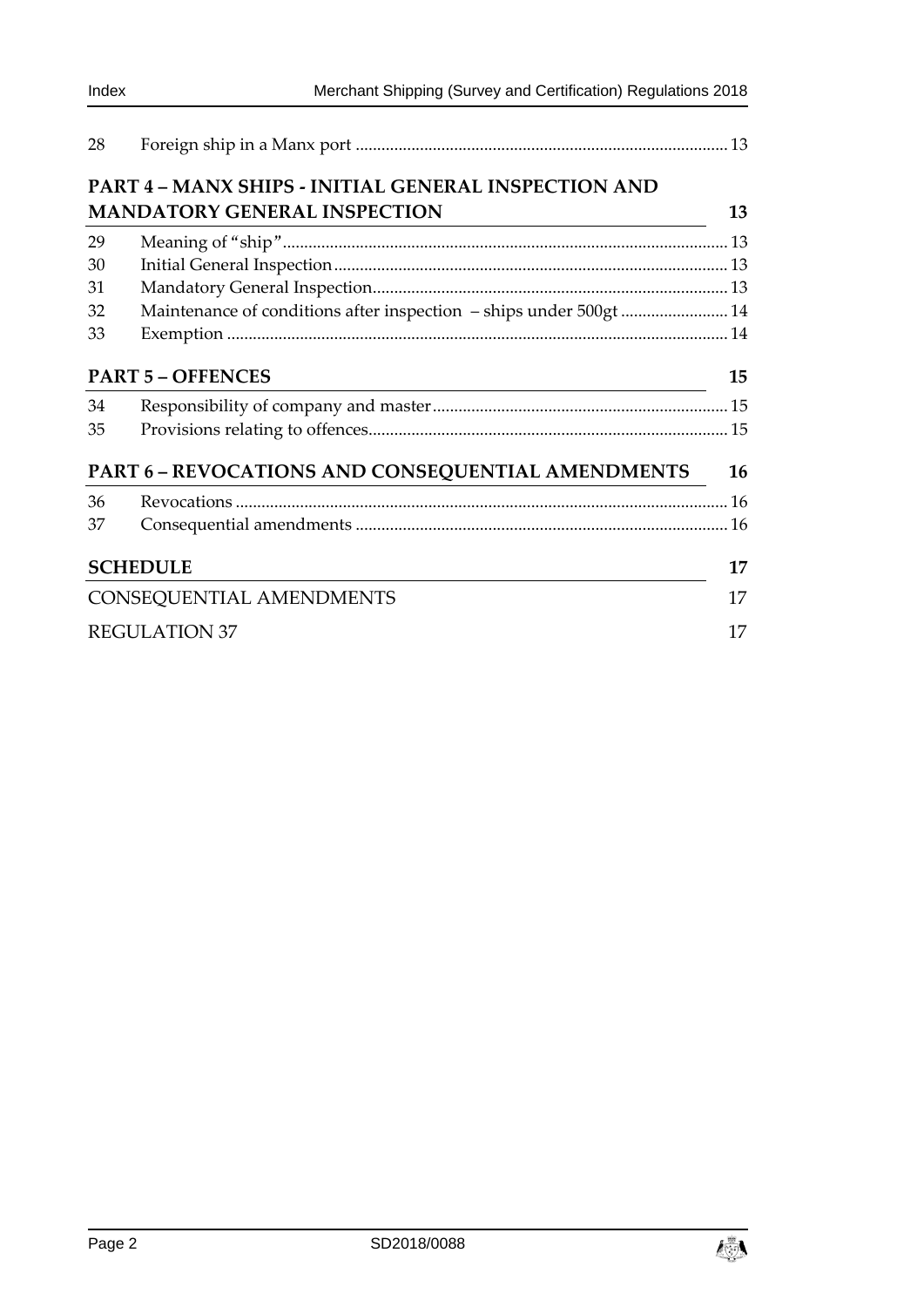| | | |
|---|---|---|
| 28 | Foreign ship in a Manx port | 13 |

**PART 4 – MANX SHIPS - INITIAL GENERAL INSPECTION AND MANDATORY GENERAL INSPECTION** **13**

| | | |
|---|---|---|
| 29 | Meaning of "ship" | 13 |
| 30 | Initial General Inspection | 13 |
| 31 | Mandatory General Inspection | 13 |
| 32 | Maintenance of conditions after inspection – ships under 500gt | 14 |
| 33 | Exemption | 14 |

**PART 5 – OFFENCES** **15**

| | | |
|---|---|---|
| 34 | Responsibility of company and master | 15 |
| 35 | Provisions relating to offences | 15 |

**PART 6 – REVOCATIONS AND CONSEQUENTIAL AMENDMENTS** **16**

| | | |
|---|---|---|
| 36 | Revocations | 16 |
| 37 | Consequential amendments | 16 |

**SCHEDULE** **17**

CONSEQUENTIAL AMENDMENTS 17

REGULATION 37 17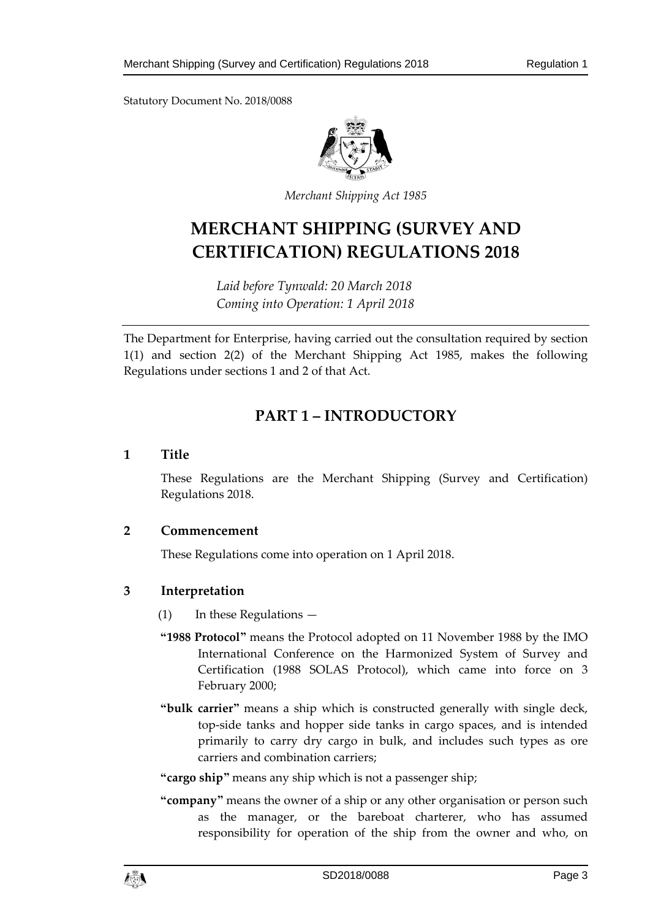Statutory Document No. 2018/0088

*Merchant Shipping Act 1985*

# MERCHANT SHIPPING (SURVEY AND CERTIFICATION) REGULATIONS 2018

*Laid before Tynwald: 20 March 2018*
*Coming into Operation: 1 April 2018*

The Department for Enterprise, having carried out the consultation required by section 1(1) and section 2(2) of the Merchant Shipping Act 1985, makes the following Regulations under sections 1 and 2 of that Act.

## PART 1 – INTRODUCTORY

### 1 Title

These Regulations are the Merchant Shipping (Survey and Certification) Regulations 2018.

### 2 Commencement

These Regulations come into operation on 1 April 2018.

### 3 Interpretation

(1) In these Regulations —

**"1988 Protocol"** means the Protocol adopted on 11 November 1988 by the IMO International Conference on the Harmonized System of Survey and Certification (1988 SOLAS Protocol), which came into force on 3 February 2000;

**"bulk carrier"** means a ship which is constructed generally with single deck, top-side tanks and hopper side tanks in cargo spaces, and is intended primarily to carry dry cargo in bulk, and includes such types as ore carriers and combination carriers;

**"cargo ship"** means any ship which is not a passenger ship;

**"company"** means the owner of a ship or any other organisation or person such as the manager, or the bareboat charterer, who has assumed responsibility for operation of the ship from the owner and who, on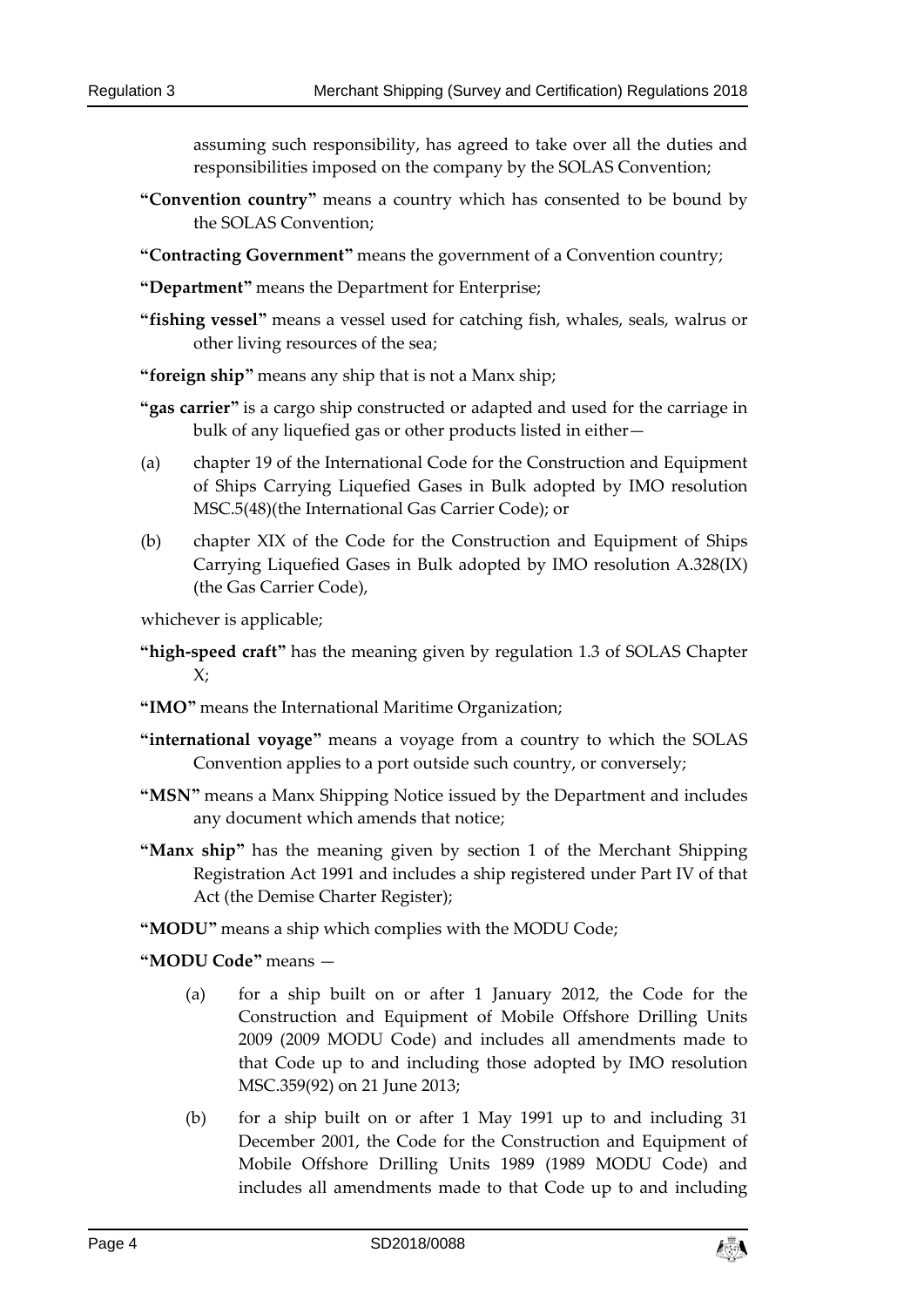assuming such responsibility, has agreed to take over all the duties and responsibilities imposed on the company by the SOLAS Convention;

**"Convention country"** means a country which has consented to be bound by the SOLAS Convention;

**"Contracting Government"** means the government of a Convention country;

**"Department"** means the Department for Enterprise;

**"fishing vessel"** means a vessel used for catching fish, whales, seals, walrus or other living resources of the sea;

**"foreign ship"** means any ship that is not a Manx ship;

**"gas carrier"** is a cargo ship constructed or adapted and used for the carriage in bulk of any liquefied gas or other products listed in either—

(a) chapter 19 of the International Code for the Construction and Equipment of Ships Carrying Liquefied Gases in Bulk adopted by IMO resolution MSC.5(48)(the International Gas Carrier Code); or

(b) chapter XIX of the Code for the Construction and Equipment of Ships Carrying Liquefied Gases in Bulk adopted by IMO resolution A.328(IX) (the Gas Carrier Code),

whichever is applicable;

**"high-speed craft"** has the meaning given by regulation 1.3 of SOLAS Chapter X;

**"IMO"** means the International Maritime Organization;

**"international voyage"** means a voyage from a country to which the SOLAS Convention applies to a port outside such country, or conversely;

**"MSN"** means a Manx Shipping Notice issued by the Department and includes any document which amends that notice;

**"Manx ship"** has the meaning given by section 1 of the Merchant Shipping Registration Act 1991 and includes a ship registered under Part IV of that Act (the Demise Charter Register);

**"MODU"** means a ship which complies with the MODU Code;

**"MODU Code"** means —

(a) for a ship built on or after 1 January 2012, the Code for the Construction and Equipment of Mobile Offshore Drilling Units 2009 (2009 MODU Code) and includes all amendments made to that Code up to and including those adopted by IMO resolution MSC.359(92) on 21 June 2013;

(b) for a ship built on or after 1 May 1991 up to and including 31 December 2001, the Code for the Construction and Equipment of Mobile Offshore Drilling Units 1989 (1989 MODU Code) and includes all amendments made to that Code up to and including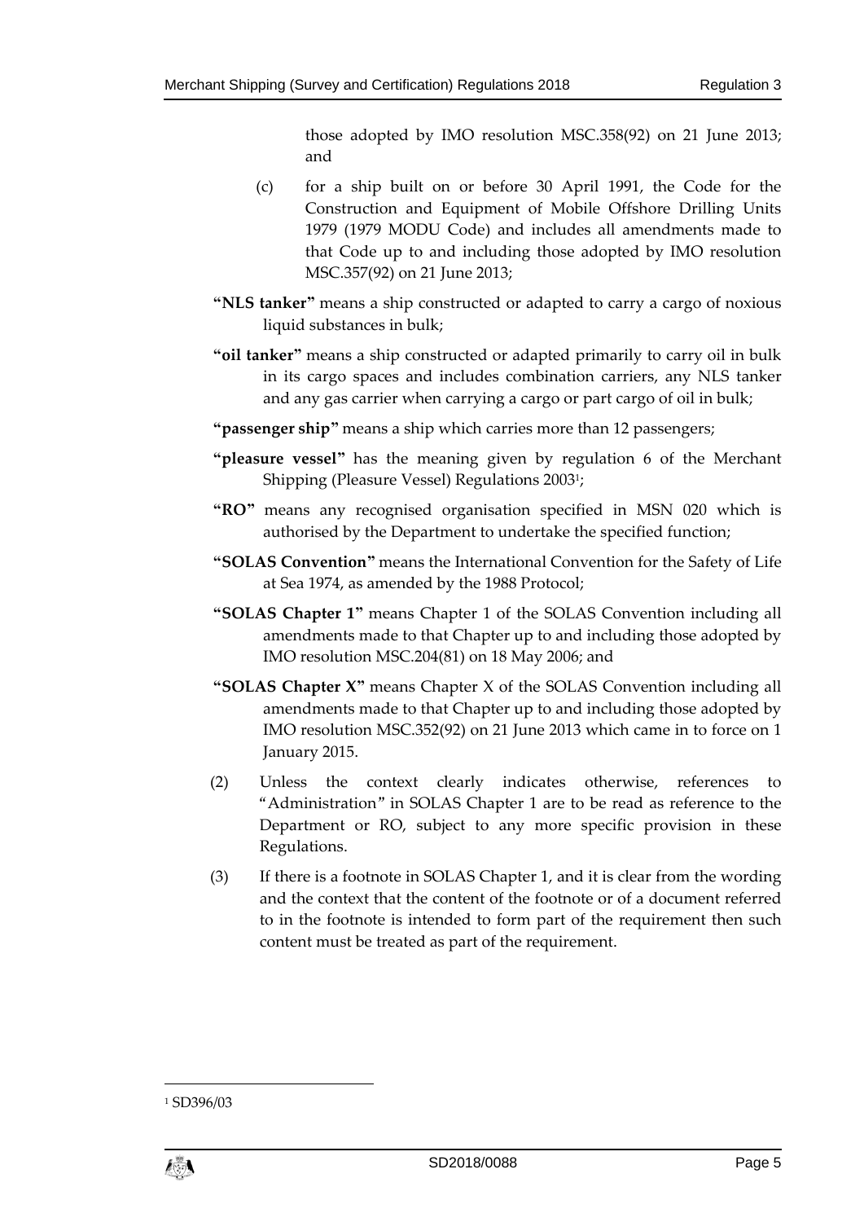those adopted by IMO resolution MSC.358(92) on 21 June 2013; and

(c) for a ship built on or before 30 April 1991, the Code for the Construction and Equipment of Mobile Offshore Drilling Units 1979 (1979 MODU Code) and includes all amendments made to that Code up to and including those adopted by IMO resolution MSC.357(92) on 21 June 2013;

**"NLS tanker"** means a ship constructed or adapted to carry a cargo of noxious liquid substances in bulk;

**"oil tanker"** means a ship constructed or adapted primarily to carry oil in bulk in its cargo spaces and includes combination carriers, any NLS tanker and any gas carrier when carrying a cargo or part cargo of oil in bulk;

**"passenger ship"** means a ship which carries more than 12 passengers;

**"pleasure vessel"** has the meaning given by regulation 6 of the Merchant Shipping (Pleasure Vessel) Regulations 2003[1];

**"RO"** means any recognised organisation specified in MSN 020 which is authorised by the Department to undertake the specified function;

**"SOLAS Convention"** means the International Convention for the Safety of Life at Sea 1974, as amended by the 1988 Protocol;

**"SOLAS Chapter 1"** means Chapter 1 of the SOLAS Convention including all amendments made to that Chapter up to and including those adopted by IMO resolution MSC.204(81) on 18 May 2006; and

**"SOLAS Chapter X"** means Chapter X of the SOLAS Convention including all amendments made to that Chapter up to and including those adopted by IMO resolution MSC.352(92) on 21 June 2013 which came in to force on 1 January 2015.

(2) Unless the context clearly indicates otherwise, references to "Administration" in SOLAS Chapter 1 are to be read as reference to the Department or RO, subject to any more specific provision in these Regulations.

(3) If there is a footnote in SOLAS Chapter 1, and it is clear from the wording and the context that the content of the footnote or of a document referred to in the footnote is intended to form part of the requirement then such content must be treated as part of the requirement.

[1] SD396/03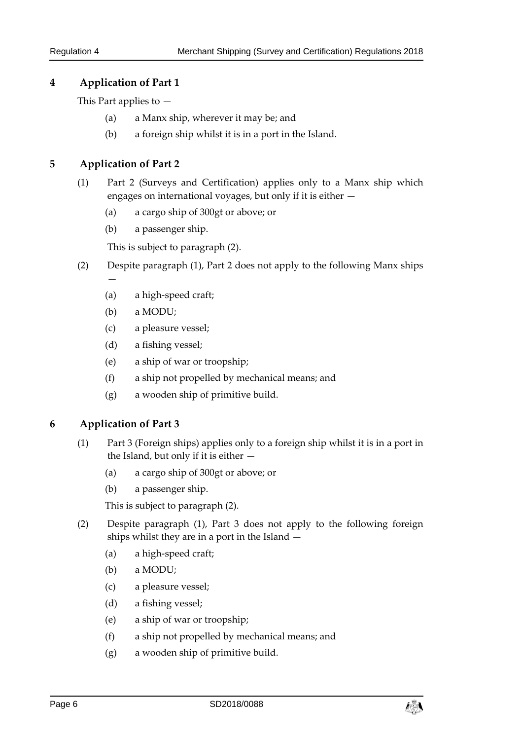## 4 Application of Part 1

This Part applies to —

(a) a Manx ship, wherever it may be; and

(b) a foreign ship whilst it is in a port in the Island.

## 5 Application of Part 2

(1) Part 2 (Surveys and Certification) applies only to a Manx ship which engages on international voyages, but only if it is either —

(a) a cargo ship of 300gt or above; or

(b) a passenger ship.

This is subject to paragraph (2).

(2) Despite paragraph (1), Part 2 does not apply to the following Manx ships —

(a) a high-speed craft;

(b) a MODU;

(c) a pleasure vessel;

(d) a fishing vessel;

(e) a ship of war or troopship;

(f) a ship not propelled by mechanical means; and

(g) a wooden ship of primitive build.

## 6 Application of Part 3

(1) Part 3 (Foreign ships) applies only to a foreign ship whilst it is in a port in the Island, but only if it is either —

(a) a cargo ship of 300gt or above; or

(b) a passenger ship.

This is subject to paragraph (2).

(2) Despite paragraph (1), Part 3 does not apply to the following foreign ships whilst they are in a port in the Island —

(a) a high-speed craft;

(b) a MODU;

(c) a pleasure vessel;

(d) a fishing vessel;

(e) a ship of war or troopship;

(f) a ship not propelled by mechanical means; and

(g) a wooden ship of primitive build.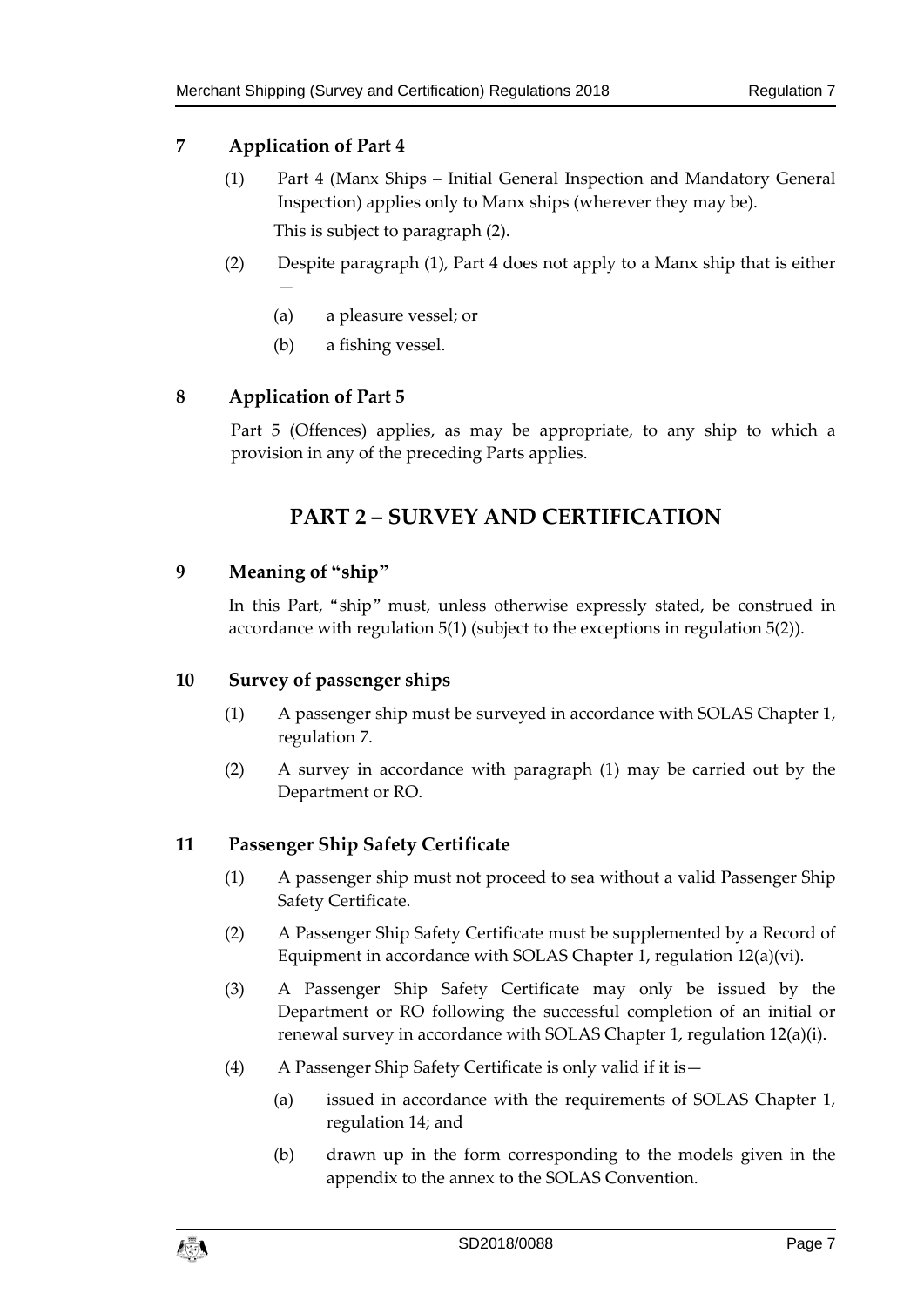### 7 Application of Part 4

(1) Part 4 (Manx Ships – Initial General Inspection and Mandatory General Inspection) applies only to Manx ships (wherever they may be).

This is subject to paragraph (2).

(2) Despite paragraph (1), Part 4 does not apply to a Manx ship that is either —

(a) a pleasure vessel; or

(b) a fishing vessel.

### 8 Application of Part 5

Part 5 (Offences) applies, as may be appropriate, to any ship to which a provision in any of the preceding Parts applies.

## PART 2 – SURVEY AND CERTIFICATION

### 9 Meaning of "ship"

In this Part, "ship" must, unless otherwise expressly stated, be construed in accordance with regulation 5(1) (subject to the exceptions in regulation 5(2)).

### 10 Survey of passenger ships

(1) A passenger ship must be surveyed in accordance with SOLAS Chapter 1, regulation 7.

(2) A survey in accordance with paragraph (1) may be carried out by the Department or RO.

### 11 Passenger Ship Safety Certificate

(1) A passenger ship must not proceed to sea without a valid Passenger Ship Safety Certificate.

(2) A Passenger Ship Safety Certificate must be supplemented by a Record of Equipment in accordance with SOLAS Chapter 1, regulation 12(a)(vi).

(3) A Passenger Ship Safety Certificate may only be issued by the Department or RO following the successful completion of an initial or renewal survey in accordance with SOLAS Chapter 1, regulation 12(a)(i).

(4) A Passenger Ship Safety Certificate is only valid if it is—

(a) issued in accordance with the requirements of SOLAS Chapter 1, regulation 14; and

(b) drawn up in the form corresponding to the models given in the appendix to the annex to the SOLAS Convention.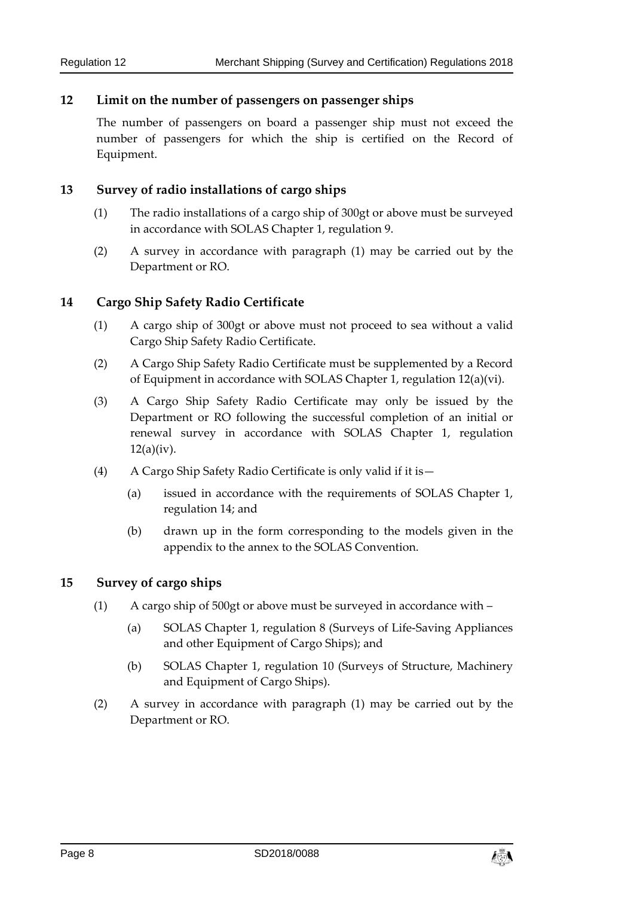## 12 Limit on the number of passengers on passenger ships

The number of passengers on board a passenger ship must not exceed the number of passengers for which the ship is certified on the Record of Equipment.

## 13 Survey of radio installations of cargo ships

(1) The radio installations of a cargo ship of 300gt or above must be surveyed in accordance with SOLAS Chapter 1, regulation 9.

(2) A survey in accordance with paragraph (1) may be carried out by the Department or RO.

## 14 Cargo Ship Safety Radio Certificate

(1) A cargo ship of 300gt or above must not proceed to sea without a valid Cargo Ship Safety Radio Certificate.

(2) A Cargo Ship Safety Radio Certificate must be supplemented by a Record of Equipment in accordance with SOLAS Chapter 1, regulation 12(a)(vi).

(3) A Cargo Ship Safety Radio Certificate may only be issued by the Department or RO following the successful completion of an initial or renewal survey in accordance with SOLAS Chapter 1, regulation 12(a)(iv).

(4) A Cargo Ship Safety Radio Certificate is only valid if it is—

- (a) issued in accordance with the requirements of SOLAS Chapter 1, regulation 14; and
- (b) drawn up in the form corresponding to the models given in the appendix to the annex to the SOLAS Convention.

## 15 Survey of cargo ships

(1) A cargo ship of 500gt or above must be surveyed in accordance with –

- (a) SOLAS Chapter 1, regulation 8 (Surveys of Life-Saving Appliances and other Equipment of Cargo Ships); and
- (b) SOLAS Chapter 1, regulation 10 (Surveys of Structure, Machinery and Equipment of Cargo Ships).

(2) A survey in accordance with paragraph (1) may be carried out by the Department or RO.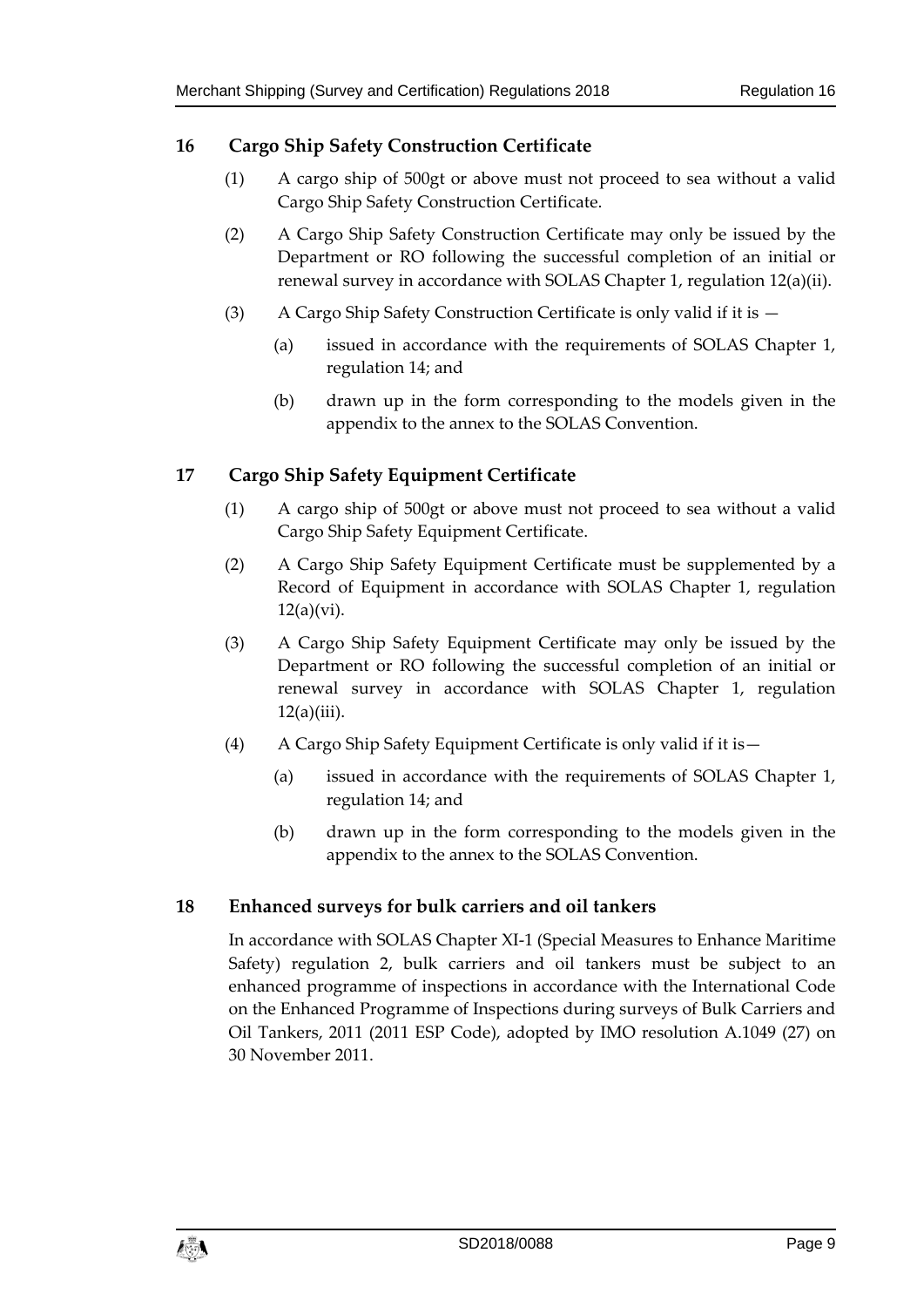## 16 Cargo Ship Safety Construction Certificate

(1) A cargo ship of 500gt or above must not proceed to sea without a valid Cargo Ship Safety Construction Certificate.

(2) A Cargo Ship Safety Construction Certificate may only be issued by the Department or RO following the successful completion of an initial or renewal survey in accordance with SOLAS Chapter 1, regulation 12(a)(ii).

(3) A Cargo Ship Safety Construction Certificate is only valid if it is —

(a) issued in accordance with the requirements of SOLAS Chapter 1, regulation 14; and

(b) drawn up in the form corresponding to the models given in the appendix to the annex to the SOLAS Convention.

## 17 Cargo Ship Safety Equipment Certificate

(1) A cargo ship of 500gt or above must not proceed to sea without a valid Cargo Ship Safety Equipment Certificate.

(2) A Cargo Ship Safety Equipment Certificate must be supplemented by a Record of Equipment in accordance with SOLAS Chapter 1, regulation 12(a)(vi).

(3) A Cargo Ship Safety Equipment Certificate may only be issued by the Department or RO following the successful completion of an initial or renewal survey in accordance with SOLAS Chapter 1, regulation 12(a)(iii).

(4) A Cargo Ship Safety Equipment Certificate is only valid if it is—

(a) issued in accordance with the requirements of SOLAS Chapter 1, regulation 14; and

(b) drawn up in the form corresponding to the models given in the appendix to the annex to the SOLAS Convention.

## 18 Enhanced surveys for bulk carriers and oil tankers

In accordance with SOLAS Chapter XI-1 (Special Measures to Enhance Maritime Safety) regulation 2, bulk carriers and oil tankers must be subject to an enhanced programme of inspections in accordance with the International Code on the Enhanced Programme of Inspections during surveys of Bulk Carriers and Oil Tankers, 2011 (2011 ESP Code), adopted by IMO resolution A.1049 (27) on 30 November 2011.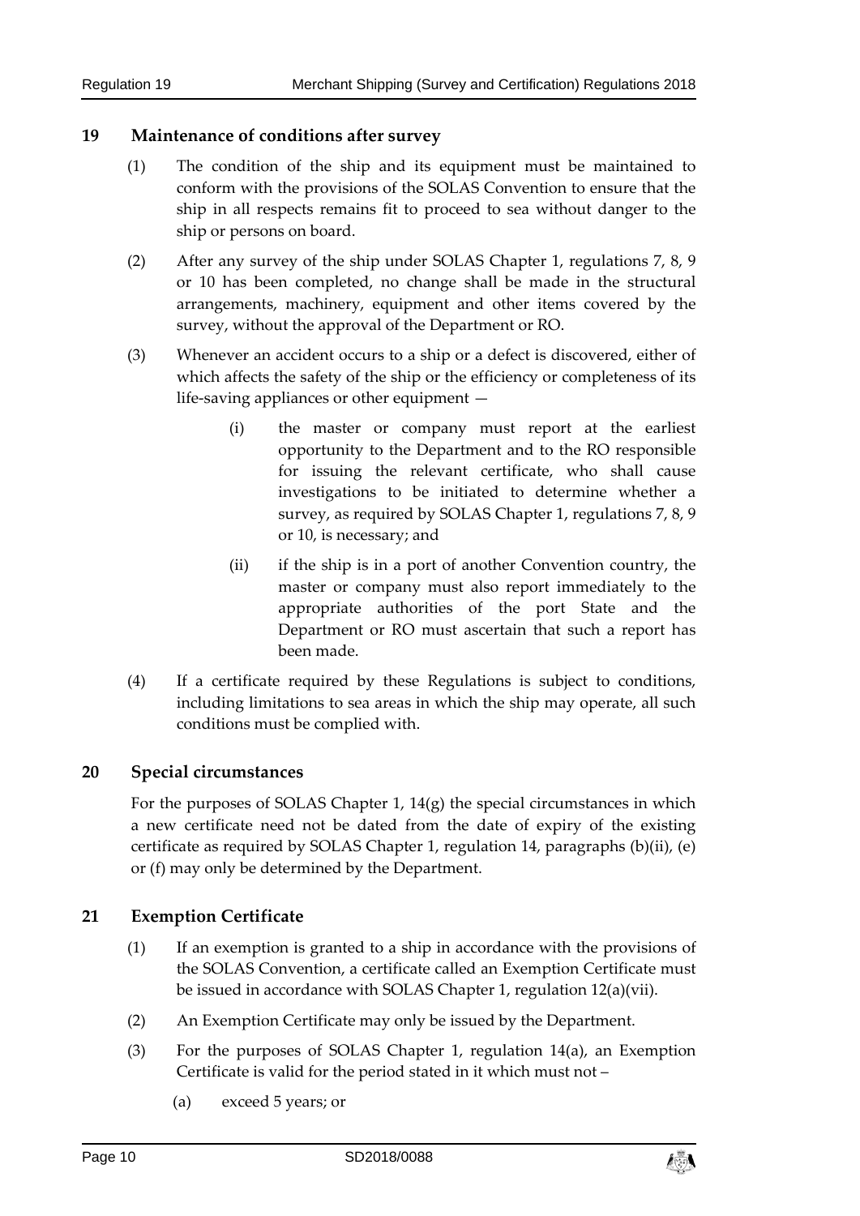## 19 Maintenance of conditions after survey

(1) The condition of the ship and its equipment must be maintained to conform with the provisions of the SOLAS Convention to ensure that the ship in all respects remains fit to proceed to sea without danger to the ship or persons on board.

(2) After any survey of the ship under SOLAS Chapter 1, regulations 7, 8, 9 or 10 has been completed, no change shall be made in the structural arrangements, machinery, equipment and other items covered by the survey, without the approval of the Department or RO.

(3) Whenever an accident occurs to a ship or a defect is discovered, either of which affects the safety of the ship or the efficiency or completeness of its life-saving appliances or other equipment —

(i) the master or company must report at the earliest opportunity to the Department and to the RO responsible for issuing the relevant certificate, who shall cause investigations to be initiated to determine whether a survey, as required by SOLAS Chapter 1, regulations 7, 8, 9 or 10, is necessary; and

(ii) if the ship is in a port of another Convention country, the master or company must also report immediately to the appropriate authorities of the port State and the Department or RO must ascertain that such a report has been made.

(4) If a certificate required by these Regulations is subject to conditions, including limitations to sea areas in which the ship may operate, all such conditions must be complied with.

## 20 Special circumstances

For the purposes of SOLAS Chapter 1, 14(g) the special circumstances in which a new certificate need not be dated from the date of expiry of the existing certificate as required by SOLAS Chapter 1, regulation 14, paragraphs (b)(ii), (e) or (f) may only be determined by the Department.

## 21 Exemption Certificate

(1) If an exemption is granted to a ship in accordance with the provisions of the SOLAS Convention, a certificate called an Exemption Certificate must be issued in accordance with SOLAS Chapter 1, regulation 12(a)(vii).

(2) An Exemption Certificate may only be issued by the Department.

(3) For the purposes of SOLAS Chapter 1, regulation 14(a), an Exemption Certificate is valid for the period stated in it which must not –

(a) exceed 5 years; or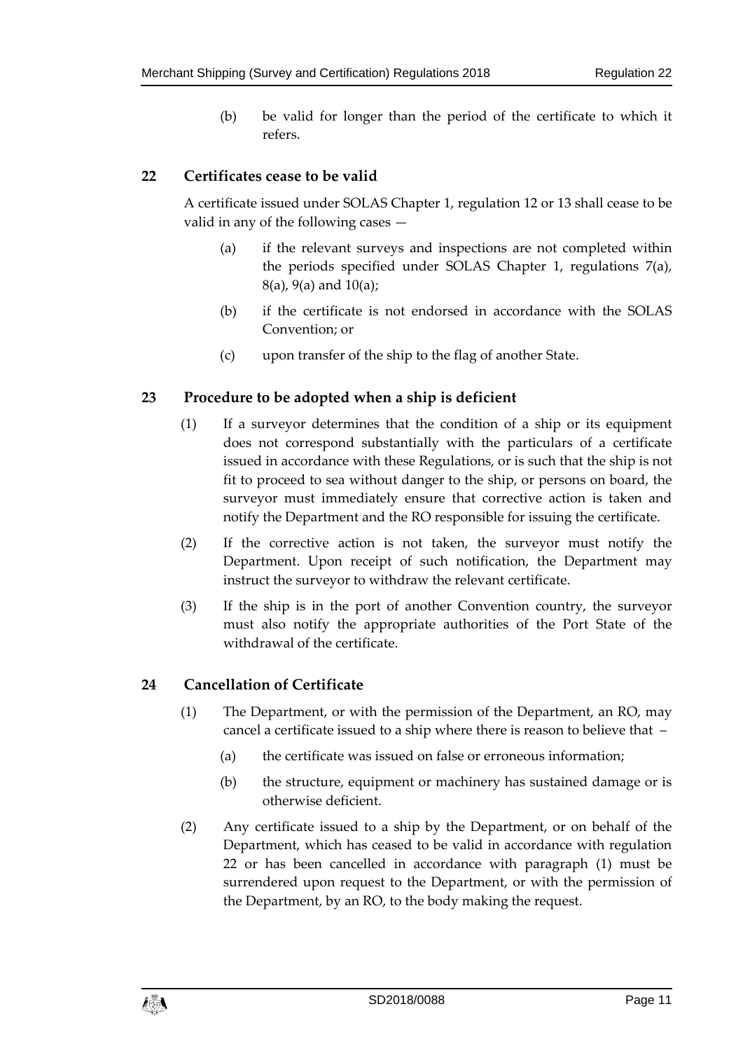(b) be valid for longer than the period of the certificate to which it refers.

## 22 Certificates cease to be valid

A certificate issued under SOLAS Chapter 1, regulation 12 or 13 shall cease to be valid in any of the following cases —

(a) if the relevant surveys and inspections are not completed within the periods specified under SOLAS Chapter 1, regulations 7(a), 8(a), 9(a) and 10(a);

(b) if the certificate is not endorsed in accordance with the SOLAS Convention; or

(c) upon transfer of the ship to the flag of another State.

## 23 Procedure to be adopted when a ship is deficient

(1) If a surveyor determines that the condition of a ship or its equipment does not correspond substantially with the particulars of a certificate issued in accordance with these Regulations, or is such that the ship is not fit to proceed to sea without danger to the ship, or persons on board, the surveyor must immediately ensure that corrective action is taken and notify the Department and the RO responsible for issuing the certificate.

(2) If the corrective action is not taken, the surveyor must notify the Department. Upon receipt of such notification, the Department may instruct the surveyor to withdraw the relevant certificate.

(3) If the ship is in the port of another Convention country, the surveyor must also notify the appropriate authorities of the Port State of the withdrawal of the certificate.

## 24 Cancellation of Certificate

(1) The Department, or with the permission of the Department, an RO, may cancel a certificate issued to a ship where there is reason to believe that –

(a) the certificate was issued on false or erroneous information;

(b) the structure, equipment or machinery has sustained damage or is otherwise deficient.

(2) Any certificate issued to a ship by the Department, or on behalf of the Department, which has ceased to be valid in accordance with regulation 22 or has been cancelled in accordance with paragraph (1) must be surrendered upon request to the Department, or with the permission of the Department, by an RO, to the body making the request.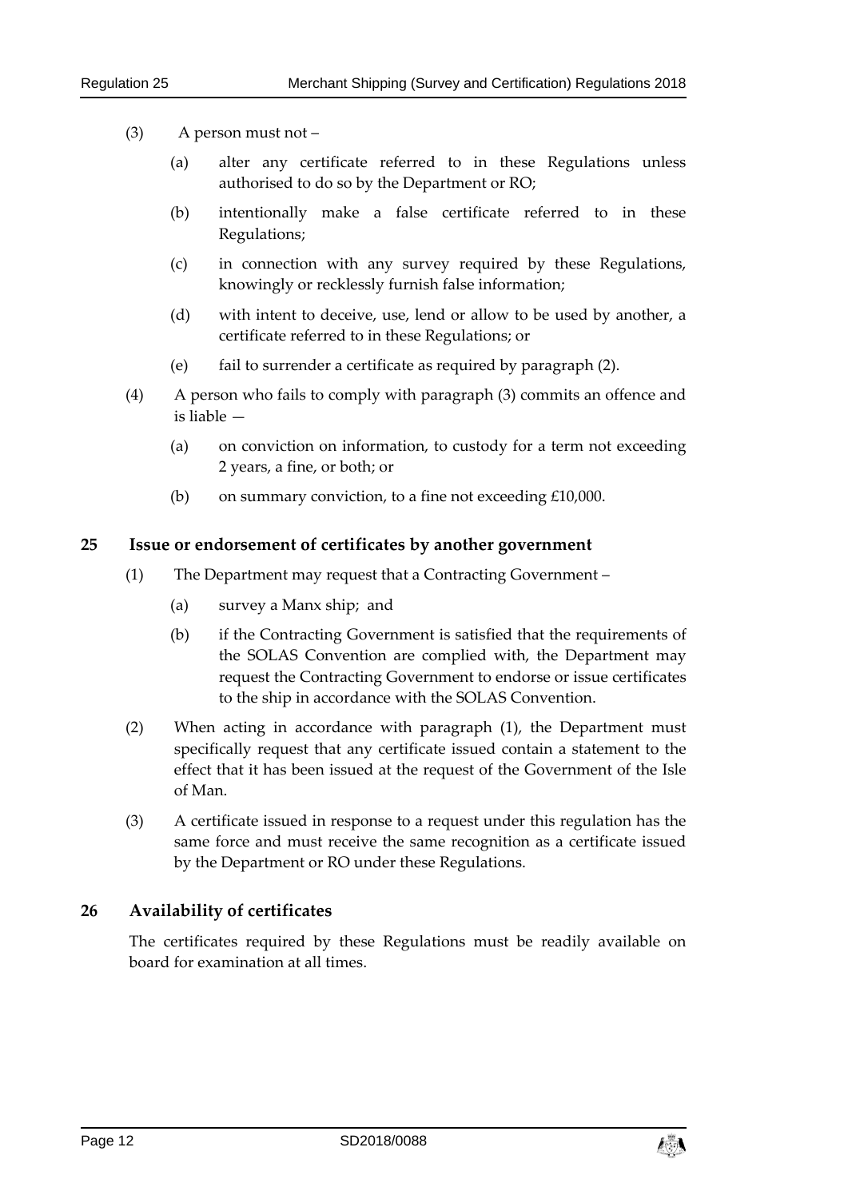(3) A person must not –

(a) alter any certificate referred to in these Regulations unless authorised to do so by the Department or RO;

(b) intentionally make a false certificate referred to in these Regulations;

(c) in connection with any survey required by these Regulations, knowingly or recklessly furnish false information;

(d) with intent to deceive, use, lend or allow to be used by another, a certificate referred to in these Regulations; or

(e) fail to surrender a certificate as required by paragraph (2).

(4) A person who fails to comply with paragraph (3) commits an offence and is liable —

(a) on conviction on information, to custody for a term not exceeding 2 years, a fine, or both; or

(b) on summary conviction, to a fine not exceeding £10,000.

## 25 Issue or endorsement of certificates by another government

(1) The Department may request that a Contracting Government –

(a) survey a Manx ship; and

(b) if the Contracting Government is satisfied that the requirements of the SOLAS Convention are complied with, the Department may request the Contracting Government to endorse or issue certificates to the ship in accordance with the SOLAS Convention.

(2) When acting in accordance with paragraph (1), the Department must specifically request that any certificate issued contain a statement to the effect that it has been issued at the request of the Government of the Isle of Man.

(3) A certificate issued in response to a request under this regulation has the same force and must receive the same recognition as a certificate issued by the Department or RO under these Regulations.

## 26 Availability of certificates

The certificates required by these Regulations must be readily available on board for examination at all times.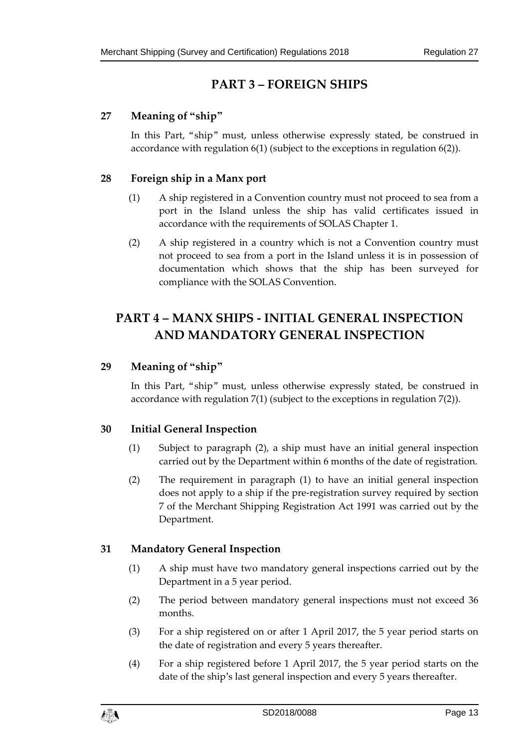## PART 3 – FOREIGN SHIPS

### 27 Meaning of "ship"

In this Part, "ship" must, unless otherwise expressly stated, be construed in accordance with regulation 6(1) (subject to the exceptions in regulation 6(2)).

### 28 Foreign ship in a Manx port

(1) A ship registered in a Convention country must not proceed to sea from a port in the Island unless the ship has valid certificates issued in accordance with the requirements of SOLAS Chapter 1.

(2) A ship registered in a country which is not a Convention country must not proceed to sea from a port in the Island unless it is in possession of documentation which shows that the ship has been surveyed for compliance with the SOLAS Convention.

## PART 4 – MANX SHIPS - INITIAL GENERAL INSPECTION AND MANDATORY GENERAL INSPECTION

### 29 Meaning of "ship"

In this Part, "ship" must, unless otherwise expressly stated, be construed in accordance with regulation 7(1) (subject to the exceptions in regulation 7(2)).

### 30 Initial General Inspection

(1) Subject to paragraph (2), a ship must have an initial general inspection carried out by the Department within 6 months of the date of registration.

(2) The requirement in paragraph (1) to have an initial general inspection does not apply to a ship if the pre-registration survey required by section 7 of the Merchant Shipping Registration Act 1991 was carried out by the Department.

### 31 Mandatory General Inspection

(1) A ship must have two mandatory general inspections carried out by the Department in a 5 year period.

(2) The period between mandatory general inspections must not exceed 36 months.

(3) For a ship registered on or after 1 April 2017, the 5 year period starts on the date of registration and every 5 years thereafter.

(4) For a ship registered before 1 April 2017, the 5 year period starts on the date of the ship's last general inspection and every 5 years thereafter.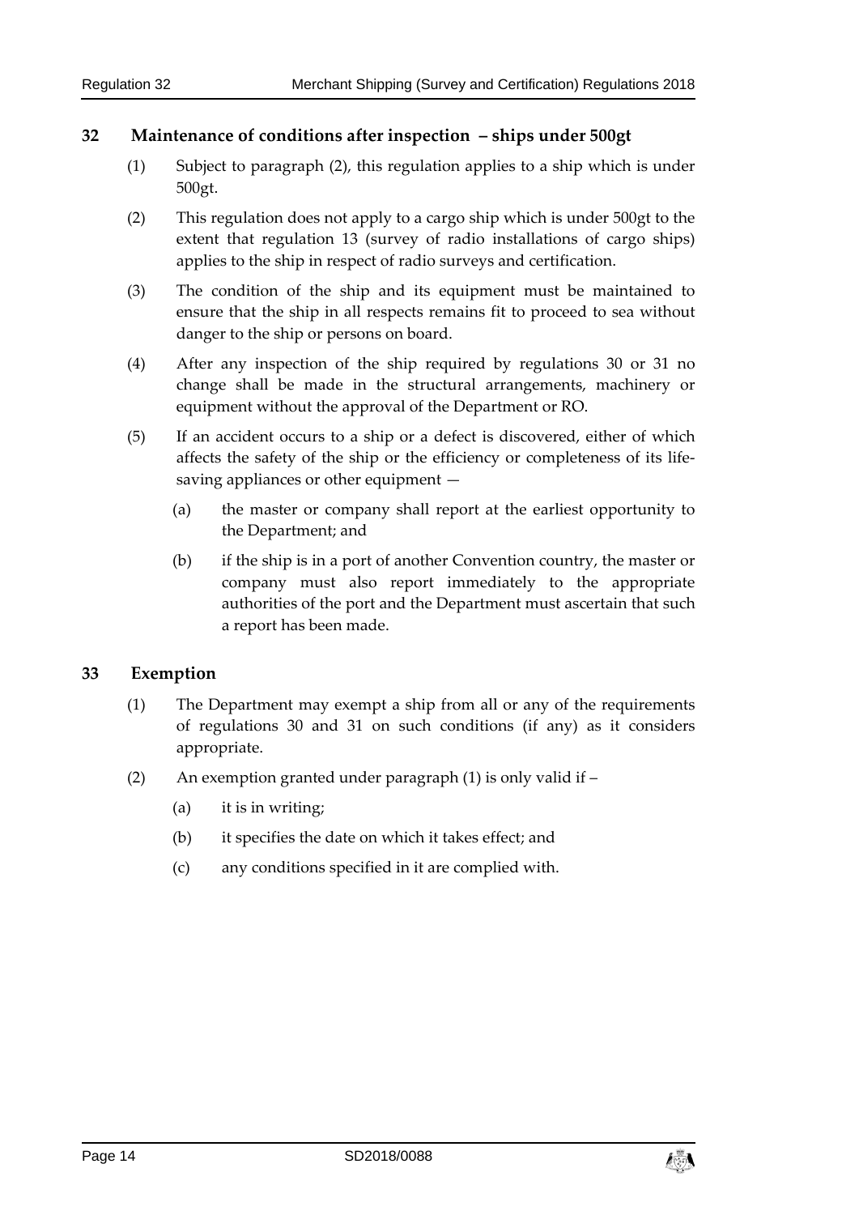## 32 Maintenance of conditions after inspection – ships under 500gt

(1) Subject to paragraph (2), this regulation applies to a ship which is under 500gt.

(2) This regulation does not apply to a cargo ship which is under 500gt to the extent that regulation 13 (survey of radio installations of cargo ships) applies to the ship in respect of radio surveys and certification.

(3) The condition of the ship and its equipment must be maintained to ensure that the ship in all respects remains fit to proceed to sea without danger to the ship or persons on board.

(4) After any inspection of the ship required by regulations 30 or 31 no change shall be made in the structural arrangements, machinery or equipment without the approval of the Department or RO.

(5) If an accident occurs to a ship or a defect is discovered, either of which affects the safety of the ship or the efficiency or completeness of its life-saving appliances or other equipment —

(a) the master or company shall report at the earliest opportunity to the Department; and

(b) if the ship is in a port of another Convention country, the master or company must also report immediately to the appropriate authorities of the port and the Department must ascertain that such a report has been made.

## 33 Exemption

(1) The Department may exempt a ship from all or any of the requirements of regulations 30 and 31 on such conditions (if any) as it considers appropriate.

(2) An exemption granted under paragraph (1) is only valid if –

(a) it is in writing;

(b) it specifies the date on which it takes effect; and

(c) any conditions specified in it are complied with.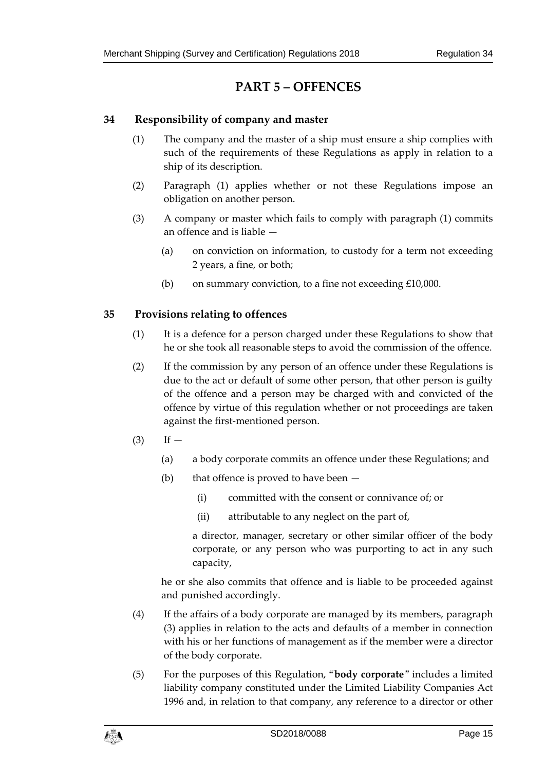# PART 5 – OFFENCES

## 34 Responsibility of company and master

(1) The company and the master of a ship must ensure a ship complies with such of the requirements of these Regulations as apply in relation to a ship of its description.

(2) Paragraph (1) applies whether or not these Regulations impose an obligation on another person.

(3) A company or master which fails to comply with paragraph (1) commits an offence and is liable —

  (a) on conviction on information, to custody for a term not exceeding 2 years, a fine, or both;

  (b) on summary conviction, to a fine not exceeding £10,000.

## 35 Provisions relating to offences

(1) It is a defence for a person charged under these Regulations to show that he or she took all reasonable steps to avoid the commission of the offence.

(2) If the commission by any person of an offence under these Regulations is due to the act or default of some other person, that other person is guilty of the offence and a person may be charged with and convicted of the offence by virtue of this regulation whether or not proceedings are taken against the first-mentioned person.

(3) If —

  (a) a body corporate commits an offence under these Regulations; and

  (b) that offence is proved to have been —

    (i) committed with the consent or connivance of; or

    (ii) attributable to any neglect on the part of,

  a director, manager, secretary or other similar officer of the body corporate, or any person who was purporting to act in any such capacity,

he or she also commits that offence and is liable to be proceeded against and punished accordingly.

(4) If the affairs of a body corporate are managed by its members, paragraph (3) applies in relation to the acts and defaults of a member in connection with his or her functions of management as if the member were a director of the body corporate.

(5) For the purposes of this Regulation, "**body corporate**" includes a limited liability company constituted under the Limited Liability Companies Act 1996 and, in relation to that company, any reference to a director or other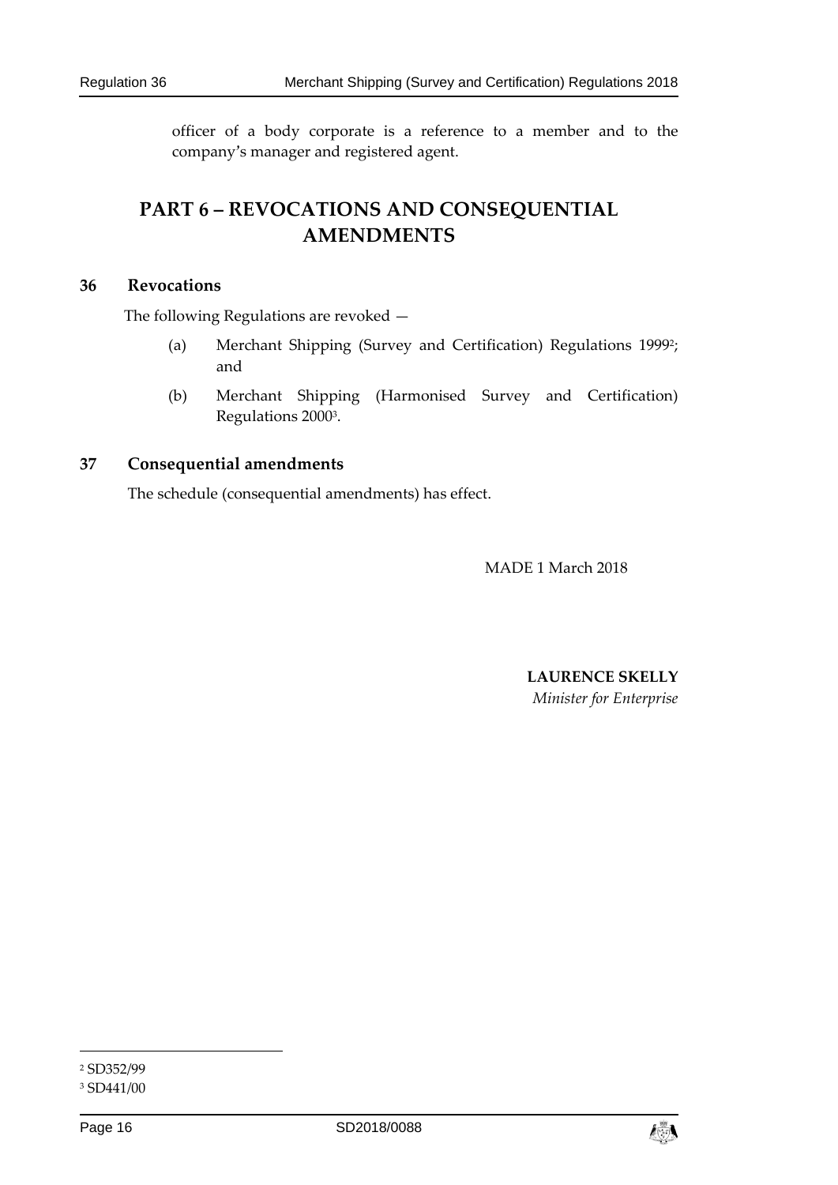officer of a body corporate is a reference to a member and to the company's manager and registered agent.

## PART 6 – REVOCATIONS AND CONSEQUENTIAL AMENDMENTS

### 36 Revocations

The following Regulations are revoked —

(a) Merchant Shipping (Survey and Certification) Regulations 1999[2]; and

(b) Merchant Shipping (Harmonised Survey and Certification) Regulations 2000[3].

### 37 Consequential amendments

The schedule (consequential amendments) has effect.

MADE 1 March 2018

**LAURENCE SKELLY**
*Minister for Enterprise*

[2] SD352/99

[3] SD441/00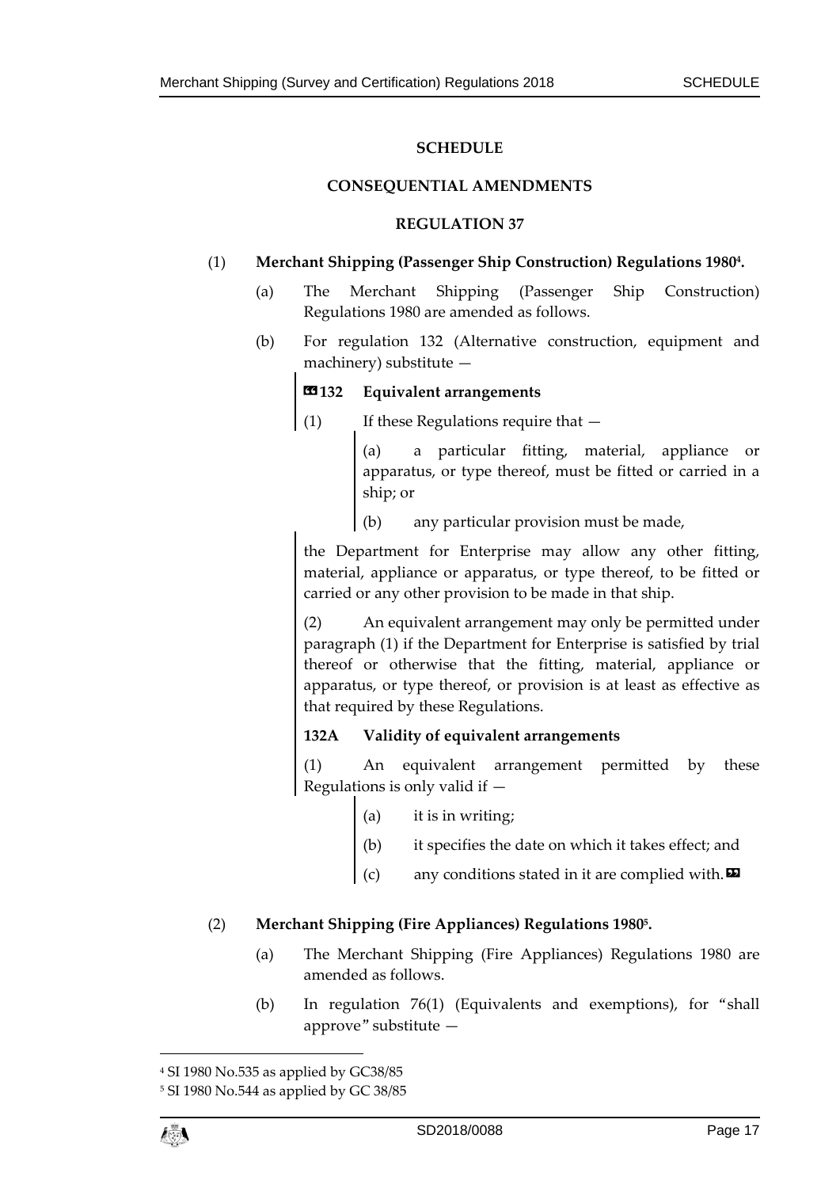## SCHEDULE

### CONSEQUENTIAL AMENDMENTS

### REGULATION 37

(1) **Merchant Shipping (Passenger Ship Construction) Regulations 1980[4].**

(a) The Merchant Shipping (Passenger Ship Construction) Regulations 1980 are amended as follows.

(b) For regulation 132 (Alternative construction, equipment and machinery) substitute —

«**132 Equivalent arrangements**

(1) If these Regulations require that —

(a) a particular fitting, material, appliance or apparatus, or type thereof, must be fitted or carried in a ship; or

(b) any particular provision must be made,

the Department for Enterprise may allow any other fitting, material, appliance or apparatus, or type thereof, to be fitted or carried or any other provision to be made in that ship.

(2) An equivalent arrangement may only be permitted under paragraph (1) if the Department for Enterprise is satisfied by trial thereof or otherwise that the fitting, material, appliance or apparatus, or type thereof, or provision is at least as effective as that required by these Regulations.

**132A Validity of equivalent arrangements**

(1) An equivalent arrangement permitted by these Regulations is only valid if —

(a) it is in writing;

(b) it specifies the date on which it takes effect; and

(c) any conditions stated in it are complied with.»

(2) **Merchant Shipping (Fire Appliances) Regulations 1980[5].**

(a) The Merchant Shipping (Fire Appliances) Regulations 1980 are amended as follows.

(b) In regulation 76(1) (Equivalents and exemptions), for "shall approve" substitute —

---

[4] SI 1980 No.535 as applied by GC38/85

[5] SI 1980 No.544 as applied by GC 38/85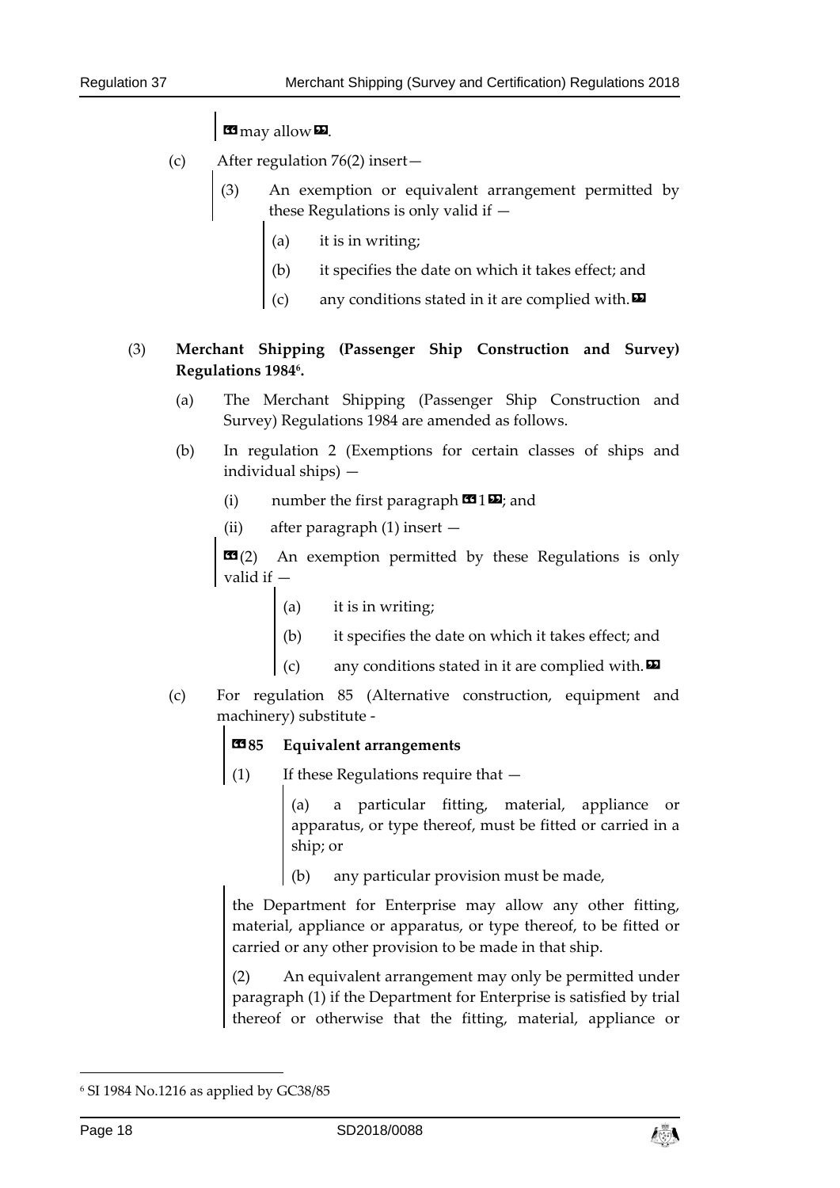«may allow».

(c) After regulation 76(2) insert—

> (3) An exemption or equivalent arrangement permitted by these Regulations is only valid if —
>
> (a) it is in writing;
>
> (b) it specifies the date on which it takes effect; and
>
> (c) any conditions stated in it are complied with.»

(3) **Merchant Shipping (Passenger Ship Construction and Survey) Regulations 1984[6].**

(a) The Merchant Shipping (Passenger Ship Construction and Survey) Regulations 1984 are amended as follows.

(b) In regulation 2 (Exemptions for certain classes of ships and individual ships) —

(i) number the first paragraph «1»; and

(ii) after paragraph (1) insert —

> «(2) An exemption permitted by these Regulations is only valid if —
>
> (a) it is in writing;
>
> (b) it specifies the date on which it takes effect; and
>
> (c) any conditions stated in it are complied with.»

(c) For regulation 85 (Alternative construction, equipment and machinery) substitute -

> **«85 Equivalent arrangements**
>
> (1) If these Regulations require that —
>
> (a) a particular fitting, material, appliance or apparatus, or type thereof, must be fitted or carried in a ship; or
>
> (b) any particular provision must be made,
>
> the Department for Enterprise may allow any other fitting, material, appliance or apparatus, or type thereof, to be fitted or carried or any other provision to be made in that ship.
>
> (2) An equivalent arrangement may only be permitted under paragraph (1) if the Department for Enterprise is satisfied by trial thereof or otherwise that the fitting, material, appliance or

---

[6] SI 1984 No.1216 as applied by GC38/85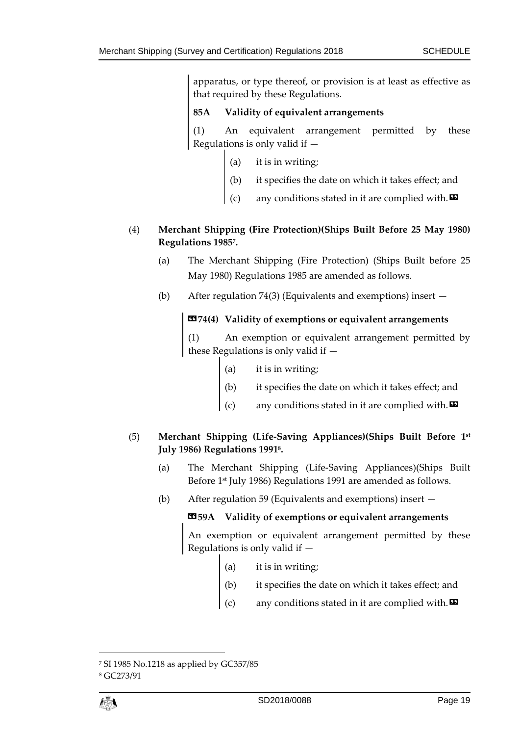apparatus, or type thereof, or provision is at least as effective as that required by these Regulations.

**85A Validity of equivalent arrangements**

(1) An equivalent arrangement permitted by these Regulations is only valid if —

(a) it is in writing;

(b) it specifies the date on which it takes effect; and

(c) any conditions stated in it are complied with.»

(4) **Merchant Shipping (Fire Protection)(Ships Built Before 25 May 1980) Regulations 1985[7].**

(a) The Merchant Shipping (Fire Protection) (Ships Built before 25 May 1980) Regulations 1985 are amended as follows.

(b) After regulation 74(3) (Equivalents and exemptions) insert —

«**74(4) Validity of exemptions or equivalent arrangements**

(1) An exemption or equivalent arrangement permitted by these Regulations is only valid if —

(a) it is in writing;

(b) it specifies the date on which it takes effect; and

(c) any conditions stated in it are complied with.»

(5) **Merchant Shipping (Life-Saving Appliances)(Ships Built Before 1st July 1986) Regulations 1991[8].**

(a) The Merchant Shipping (Life-Saving Appliances)(Ships Built Before 1st July 1986) Regulations 1991 are amended as follows.

(b) After regulation 59 (Equivalents and exemptions) insert —

«**59A Validity of exemptions or equivalent arrangements**

An exemption or equivalent arrangement permitted by these Regulations is only valid if —

(a) it is in writing;

(b) it specifies the date on which it takes effect; and

(c) any conditions stated in it are complied with.»

---

[7] SI 1985 No.1218 as applied by GC357/85

[8] GC273/91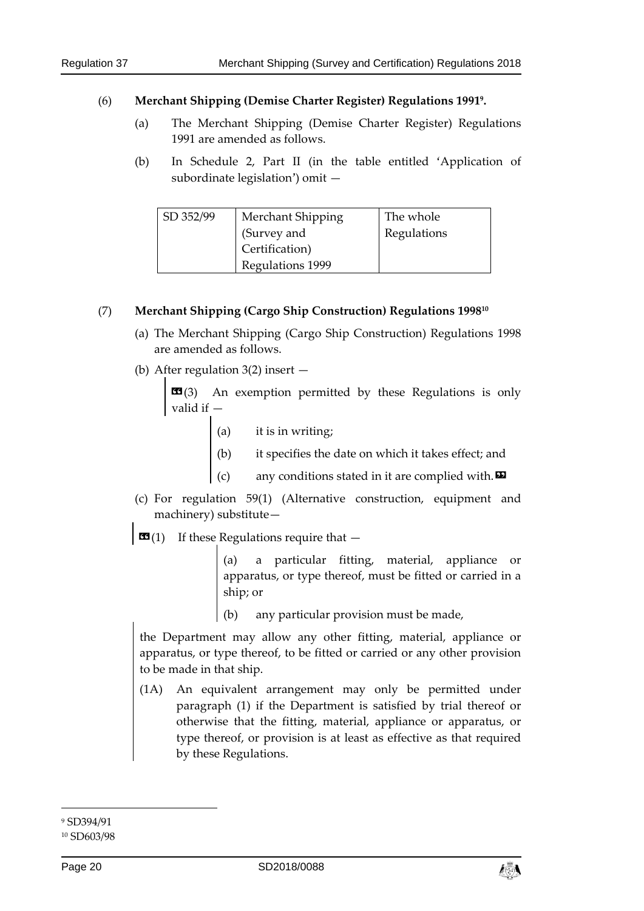(6) **Merchant Shipping (Demise Charter Register) Regulations 1991[9].**

(a) The Merchant Shipping (Demise Charter Register) Regulations 1991 are amended as follows.

(b) In Schedule 2, Part II (in the table entitled 'Application of subordinate legislation') omit —

| SD 352/99 | Merchant Shipping (Survey and Certification) Regulations 1999 | The whole Regulations |
|---|---|---|

(7) **Merchant Shipping (Cargo Ship Construction) Regulations 1998[10]**

(a) The Merchant Shipping (Cargo Ship Construction) Regulations 1998 are amended as follows.

(b) After regulation 3(2) insert —

> «(3) An exemption permitted by these Regulations is only valid if —
>
> (a) it is in writing;
>
> (b) it specifies the date on which it takes effect; and
>
> (c) any conditions stated in it are complied with.»

(c) For regulation 59(1) (Alternative construction, equipment and machinery) substitute—

> «(1) If these Regulations require that —
>
> (a) a particular fitting, material, appliance or apparatus, or type thereof, must be fitted or carried in a ship; or
>
> (b) any particular provision must be made,
>
> the Department may allow any other fitting, material, appliance or apparatus, or type thereof, to be fitted or carried or any other provision to be made in that ship.
>
> (1A) An equivalent arrangement may only be permitted under paragraph (1) if the Department is satisfied by trial thereof or otherwise that the fitting, material, appliance or apparatus, or type thereof, or provision is at least as effective as that required by these Regulations.

---

[9] SD394/91

[10] SD603/98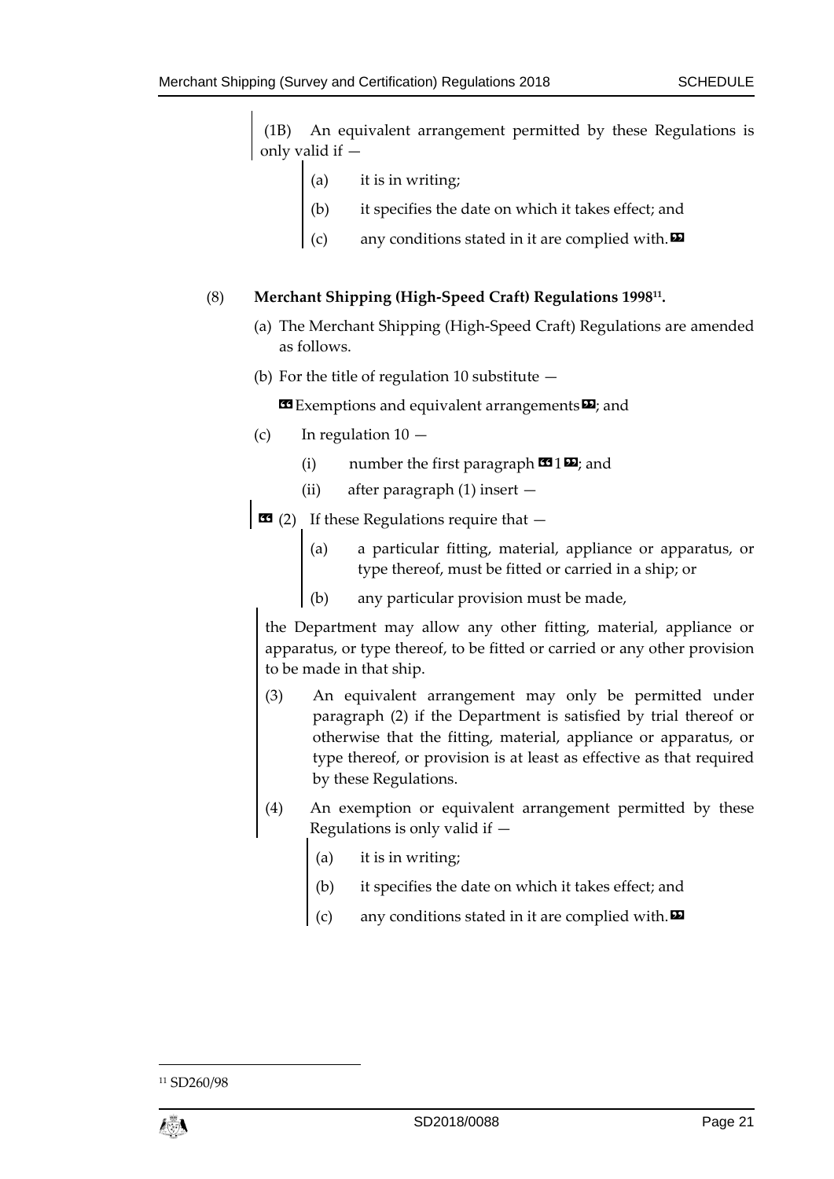(1B) An equivalent arrangement permitted by these Regulations is only valid if —

(a) it is in writing;

(b) it specifies the date on which it takes effect; and

(c) any conditions stated in it are complied with.»

(8) **Merchant Shipping (High-Speed Craft) Regulations 1998[11].**

(a) The Merchant Shipping (High-Speed Craft) Regulations are amended as follows.

(b) For the title of regulation 10 substitute —

«Exemptions and equivalent arrangements»; and

(c) In regulation 10 —

(i) number the first paragraph «1»; and

(ii) after paragraph (1) insert —

« (2) If these Regulations require that —

(a) a particular fitting, material, appliance or apparatus, or type thereof, must be fitted or carried in a ship; or

(b) any particular provision must be made,

the Department may allow any other fitting, material, appliance or apparatus, or type thereof, to be fitted or carried or any other provision to be made in that ship.

(3) An equivalent arrangement may only be permitted under paragraph (2) if the Department is satisfied by trial thereof or otherwise that the fitting, material, appliance or apparatus, or type thereof, or provision is at least as effective as that required by these Regulations.

(4) An exemption or equivalent arrangement permitted by these Regulations is only valid if —

(a) it is in writing;

(b) it specifies the date on which it takes effect; and

(c) any conditions stated in it are complied with.»

[11] SD260/98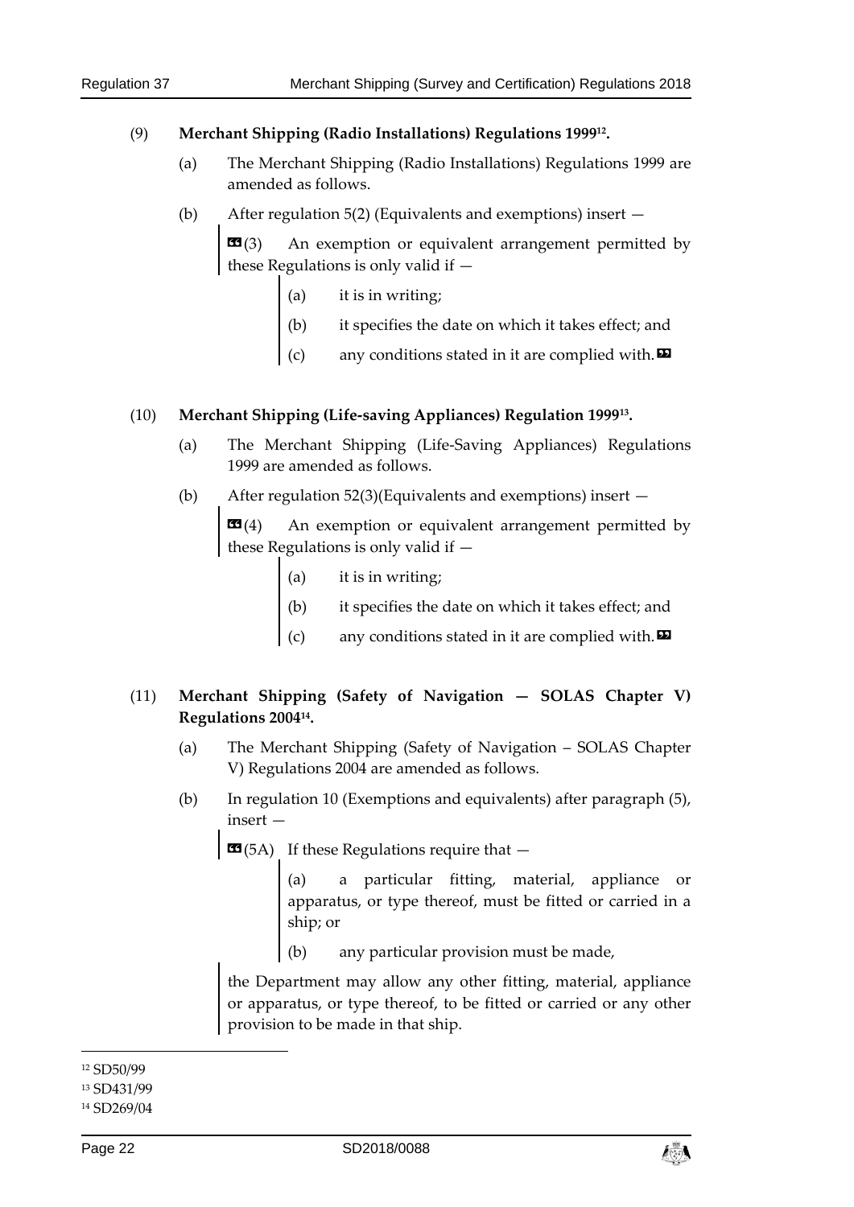(9) **Merchant Shipping (Radio Installations) Regulations 1999[12].**

(a) The Merchant Shipping (Radio Installations) Regulations 1999 are amended as follows.

(b) After regulation 5(2) (Equivalents and exemptions) insert —

> «(3) An exemption or equivalent arrangement permitted by these Regulations is only valid if —
>
> (a) it is in writing;
>
> (b) it specifies the date on which it takes effect; and
>
> (c) any conditions stated in it are complied with.»

(10) **Merchant Shipping (Life-saving Appliances) Regulation 1999[13].**

(a) The Merchant Shipping (Life-Saving Appliances) Regulations 1999 are amended as follows.

(b) After regulation 52(3)(Equivalents and exemptions) insert —

> «(4) An exemption or equivalent arrangement permitted by these Regulations is only valid if —
>
> (a) it is in writing;
>
> (b) it specifies the date on which it takes effect; and
>
> (c) any conditions stated in it are complied with.»

(11) **Merchant Shipping (Safety of Navigation — SOLAS Chapter V) Regulations 2004[14].**

(a) The Merchant Shipping (Safety of Navigation – SOLAS Chapter V) Regulations 2004 are amended as follows.

(b) In regulation 10 (Exemptions and equivalents) after paragraph (5), insert —

> «(5A) If these Regulations require that —
>
> (a) a particular fitting, material, appliance or apparatus, or type thereof, must be fitted or carried in a ship; or
>
> (b) any particular provision must be made,
>
> the Department may allow any other fitting, material, appliance or apparatus, or type thereof, to be fitted or carried or any other provision to be made in that ship.

---

[12] SD50/99

[13] SD431/99

[14] SD269/04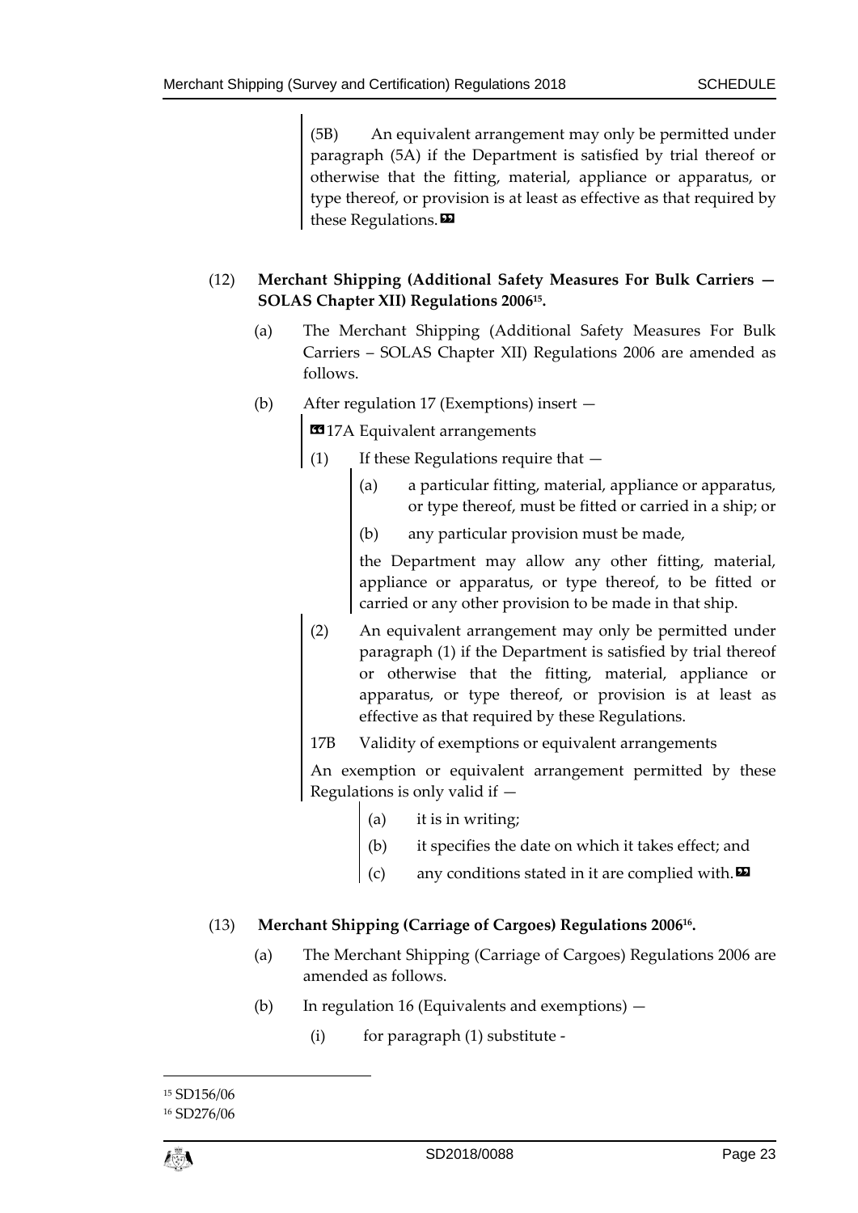(5B) An equivalent arrangement may only be permitted under paragraph (5A) if the Department is satisfied by trial thereof or otherwise that the fitting, material, appliance or apparatus, or type thereof, or provision is at least as effective as that required by these Regulations.»

(12) **Merchant Shipping (Additional Safety Measures For Bulk Carriers — SOLAS Chapter XII) Regulations 2006[15].**

(a) The Merchant Shipping (Additional Safety Measures For Bulk Carriers – SOLAS Chapter XII) Regulations 2006 are amended as follows.

(b) After regulation 17 (Exemptions) insert —

«17A Equivalent arrangements

(1) If these Regulations require that —

(a) a particular fitting, material, appliance or apparatus, or type thereof, must be fitted or carried in a ship; or

(b) any particular provision must be made,

the Department may allow any other fitting, material, appliance or apparatus, or type thereof, to be fitted or carried or any other provision to be made in that ship.

(2) An equivalent arrangement may only be permitted under paragraph (1) if the Department is satisfied by trial thereof or otherwise that the fitting, material, appliance or apparatus, or type thereof, or provision is at least as effective as that required by these Regulations.

17B Validity of exemptions or equivalent arrangements

An exemption or equivalent arrangement permitted by these Regulations is only valid if —

(a) it is in writing;

(b) it specifies the date on which it takes effect; and

(c) any conditions stated in it are complied with.»

(13) **Merchant Shipping (Carriage of Cargoes) Regulations 2006[16].**

(a) The Merchant Shipping (Carriage of Cargoes) Regulations 2006 are amended as follows.

(b) In regulation 16 (Equivalents and exemptions) —

(i) for paragraph (1) substitute -

---

[15] SD156/06

[16] SD276/06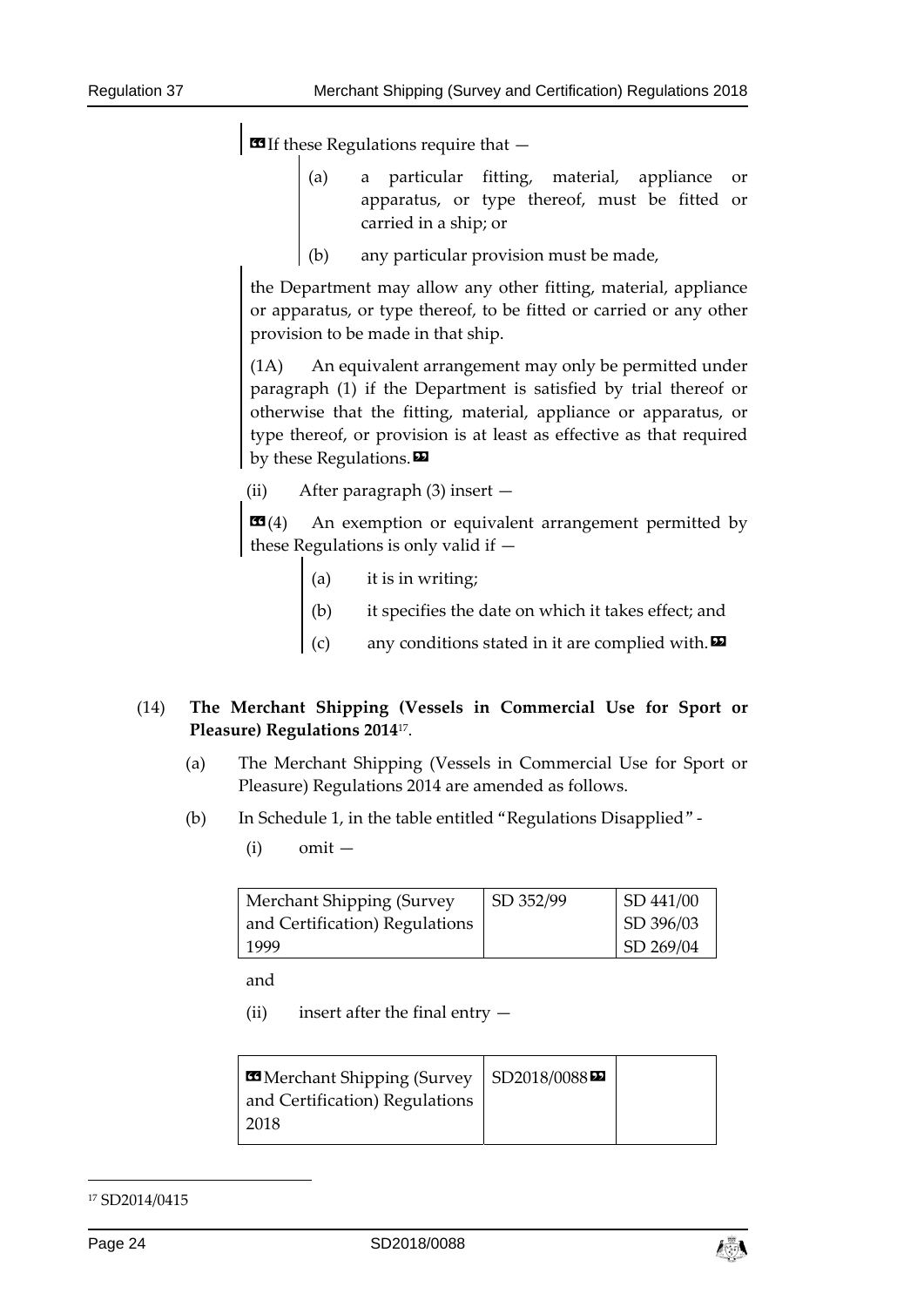❝If these Regulations require that —

(a) a particular fitting, material, appliance or apparatus, or type thereof, must be fitted or carried in a ship; or

(b) any particular provision must be made,

the Department may allow any other fitting, material, appliance or apparatus, or type thereof, to be fitted or carried or any other provision to be made in that ship.

(1A) An equivalent arrangement may only be permitted under paragraph (1) if the Department is satisfied by trial thereof or otherwise that the fitting, material, appliance or apparatus, or type thereof, or provision is at least as effective as that required by these Regulations.❞

(ii) After paragraph (3) insert —

❝(4) An exemption or equivalent arrangement permitted by these Regulations is only valid if —

(a) it is in writing;

(b) it specifies the date on which it takes effect; and

(c) any conditions stated in it are complied with.❞

(14) **The Merchant Shipping (Vessels in Commercial Use for Sport or Pleasure) Regulations 2014**[17].

(a) The Merchant Shipping (Vessels in Commercial Use for Sport or Pleasure) Regulations 2014 are amended as follows.

(b) In Schedule 1, in the table entitled "Regulations Disapplied" -

(i) omit —

| Merchant Shipping (Survey and Certification) Regulations 1999 | SD 352/99 | SD 441/00<br>SD 396/03<br>SD 269/04 |
|---|---|---|

and

(ii) insert after the final entry —

| ❝Merchant Shipping (Survey and Certification) Regulations 2018 | SD2018/0088❞ | |
|---|---|---|

[17] SD2014/0415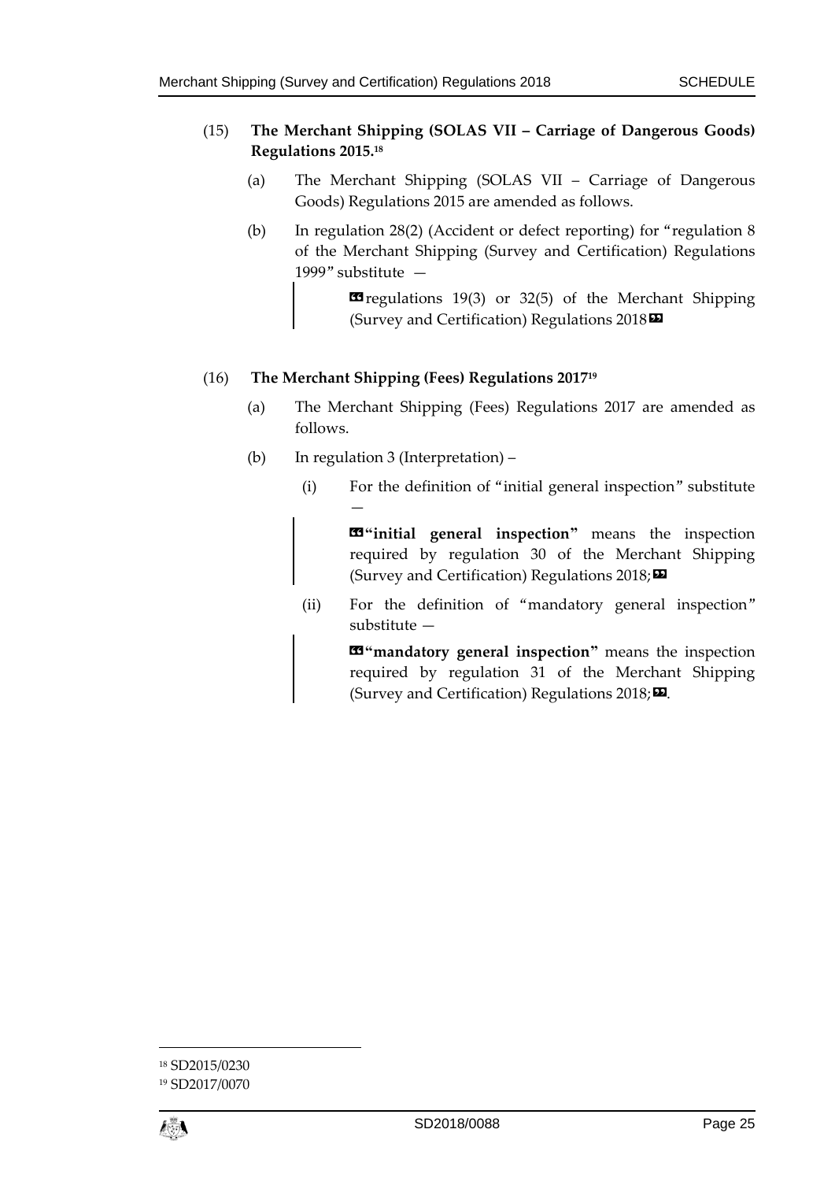(15) **The Merchant Shipping (SOLAS VII – Carriage of Dangerous Goods) Regulations 2015.**[18]

(a) The Merchant Shipping (SOLAS VII – Carriage of Dangerous Goods) Regulations 2015 are amended as follows.

(b) In regulation 28(2) (Accident or defect reporting) for "regulation 8 of the Merchant Shipping (Survey and Certification) Regulations 1999" substitute —

> «regulations 19(3) or 32(5) of the Merchant Shipping (Survey and Certification) Regulations 2018»

(16) **The Merchant Shipping (Fees) Regulations 2017**[19]

(a) The Merchant Shipping (Fees) Regulations 2017 are amended as follows.

(b) In regulation 3 (Interpretation) –

(i) For the definition of "initial general inspection" substitute —

> «**"initial general inspection"** means the inspection required by regulation 30 of the Merchant Shipping (Survey and Certification) Regulations 2018;»

(ii) For the definition of "mandatory general inspection" substitute —

> «**"mandatory general inspection"** means the inspection required by regulation 31 of the Merchant Shipping (Survey and Certification) Regulations 2018;».

---

[18] SD2015/0230

[19] SD2017/0070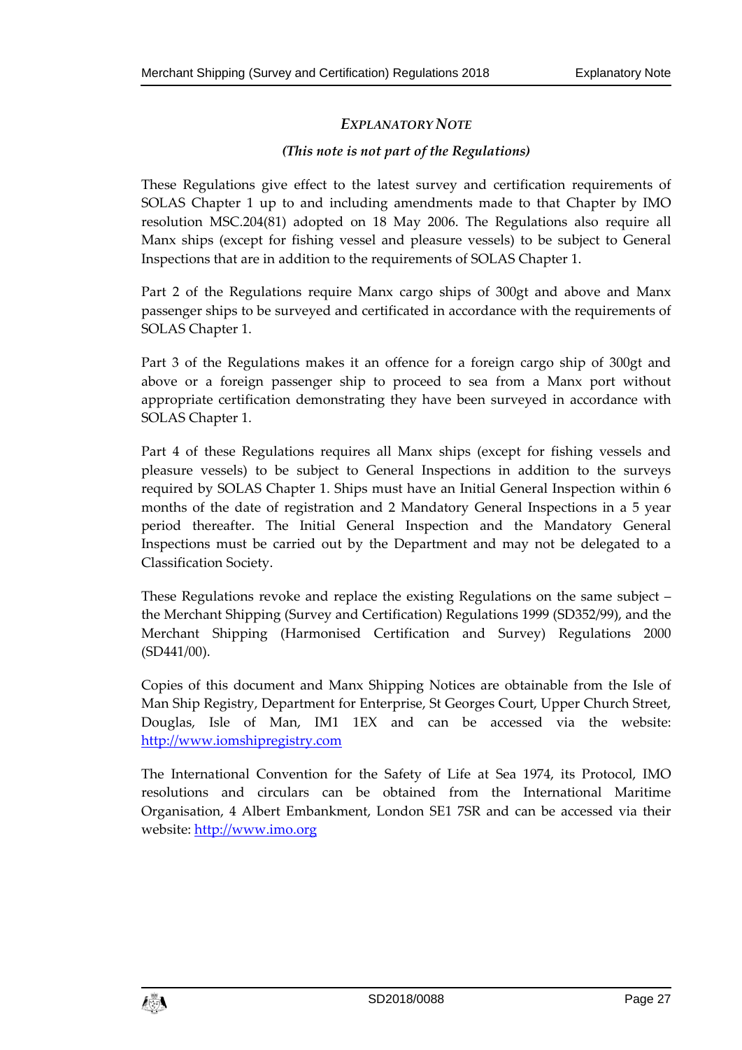## *EXPLANATORY NOTE*

***(This note is not part of the Regulations)***

These Regulations give effect to the latest survey and certification requirements of SOLAS Chapter 1 up to and including amendments made to that Chapter by IMO resolution MSC.204(81) adopted on 18 May 2006. The Regulations also require all Manx ships (except for fishing vessel and pleasure vessels) to be subject to General Inspections that are in addition to the requirements of SOLAS Chapter 1.

Part 2 of the Regulations require Manx cargo ships of 300gt and above and Manx passenger ships to be surveyed and certificated in accordance with the requirements of SOLAS Chapter 1.

Part 3 of the Regulations makes it an offence for a foreign cargo ship of 300gt and above or a foreign passenger ship to proceed to sea from a Manx port without appropriate certification demonstrating they have been surveyed in accordance with SOLAS Chapter 1.

Part 4 of these Regulations requires all Manx ships (except for fishing vessels and pleasure vessels) to be subject to General Inspections in addition to the surveys required by SOLAS Chapter 1. Ships must have an Initial General Inspection within 6 months of the date of registration and 2 Mandatory General Inspections in a 5 year period thereafter. The Initial General Inspection and the Mandatory General Inspections must be carried out by the Department and may not be delegated to a Classification Society.

These Regulations revoke and replace the existing Regulations on the same subject – the Merchant Shipping (Survey and Certification) Regulations 1999 (SD352/99), and the Merchant Shipping (Harmonised Certification and Survey) Regulations 2000 (SD441/00).

Copies of this document and Manx Shipping Notices are obtainable from the Isle of Man Ship Registry, Department for Enterprise, St Georges Court, Upper Church Street, Douglas, Isle of Man, IM1 1EX and can be accessed via the website: [http://www.iomshipregistry.com](http://www.iomshipregistry.com)

The International Convention for the Safety of Life at Sea 1974, its Protocol, IMO resolutions and circulars can be obtained from the International Maritime Organisation, 4 Albert Embankment, London SE1 7SR and can be accessed via their website: [http://www.imo.org](http://www.imo.org)